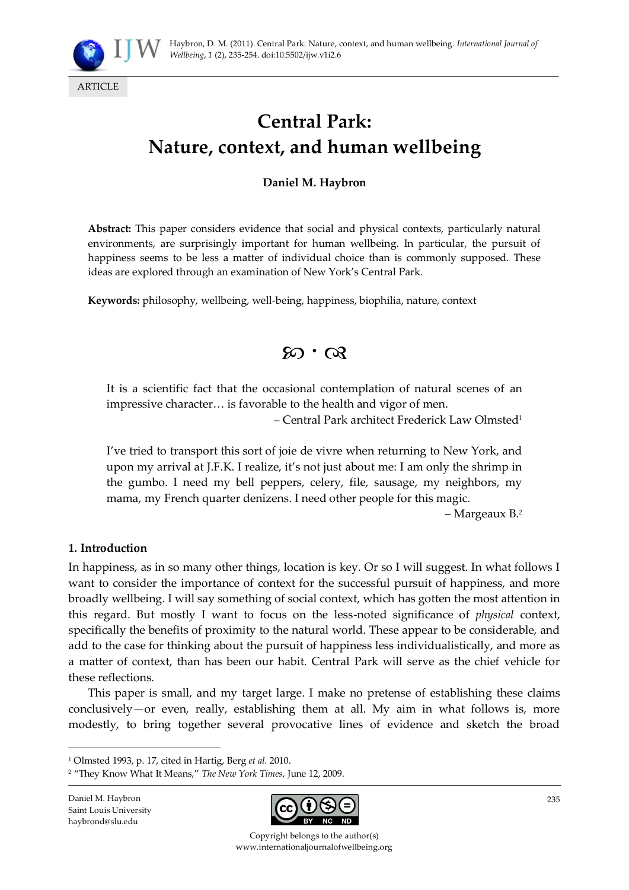ARTICLE

# Central Park: Nature, context, and human wellbeing

**Daniel M. Haybron**

**Abstract:** This paper considers evidence that social and physical contexts, particularly natural environments, are surprisingly important for human wellbeing. In particular, the pursuit of happiness seems to be less a matter of individual choice than is commonly supposed. These ideas are explored through an examination of New York's Central Park.

**Keywords:** philosophy, wellbeing, well-being, happiness, biophilia, nature, context

> It is a scientific fact that the occasional contemplation of natural scenes of an impressive character… is favorable to the health and vigor of men.
>
> – Central Park architect Frederick Law Olmsted[1]

> I've tried to transport this sort of joie de vivre when returning to New York, and upon my arrival at J.F.K. I realize, it's not just about me: I am only the shrimp in the gumbo. I need my bell peppers, celery, filé, sausage, my neighbors, my mama, my French quarter denizens. I need other people for this magic.
>
> – Margeaux B.[2]

## 1. Introduction

In happiness, as in so many other things, location is key. Or so I will suggest. In what follows I want to consider the importance of context for the successful pursuit of happiness, and more broadly wellbeing. I will say something of social context, which has gotten the most attention in this regard. But mostly I want to focus on the less-noted significance of *physical* context, specifically the benefits of proximity to the natural world. These appear to be considerable, and add to the case for thinking about the pursuit of happiness less individualistically, and more as a matter of context, than has been our habit. Central Park will serve as the chief vehicle for these reflections.

This paper is small, and my target large. I make no pretense of establishing these claims conclusively—or even, really, establishing them at all. My aim in what follows is, more modestly, to bring together several provocative lines of evidence and sketch the broad

---

[1] Olmsted 1993, p. 17, cited in Hartig, Berg *et al.* 2010.

[2] "They Know What It Means," *The New York Times*, June 12, 2009.

Daniel M. Haybron
Saint Louis University
haybrond@slu.edu

Copyright belongs to the author(s)
www.internationaljournalofwellbeing.org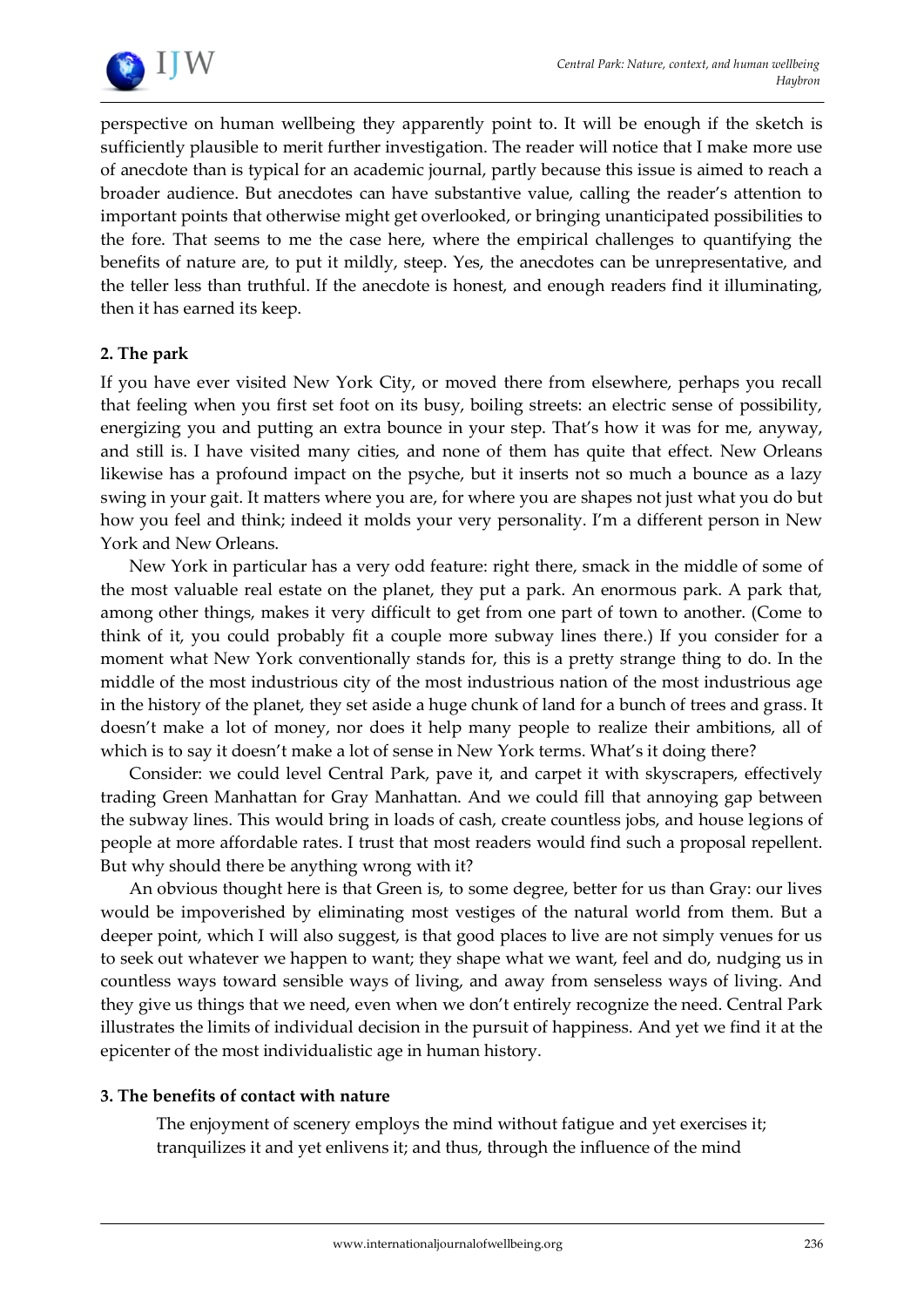perspective on human wellbeing they apparently point to. It will be enough if the sketch is sufficiently plausible to merit further investigation. The reader will notice that I make more use of anecdote than is typical for an academic journal, partly because this issue is aimed to reach a broader audience. But anecdotes can have substantive value, calling the reader's attention to important points that otherwise might get overlooked, or bringing unanticipated possibilities to the fore. That seems to me the case here, where the empirical challenges to quantifying the benefits of nature are, to put it mildly, steep. Yes, the anecdotes can be unrepresentative, and the teller less than truthful. If the anecdote is honest, and enough readers find it illuminating, then it has earned its keep.

## 2. The park

If you have ever visited New York City, or moved there from elsewhere, perhaps you recall that feeling when you first set foot on its busy, boiling streets: an electric sense of possibility, energizing you and putting an extra bounce in your step. That's how it was for me, anyway, and still is. I have visited many cities, and none of them has quite that effect. New Orleans likewise has a profound impact on the psyche, but it inserts not so much a bounce as a lazy swing in your gait. It matters where you are, for where you are shapes not just what you do but how you feel and think; indeed it molds your very personality. I'm a different person in New York and New Orleans.

New York in particular has a very odd feature: right there, smack in the middle of some of the most valuable real estate on the planet, they put a park. An enormous park. A park that, among other things, makes it very difficult to get from one part of town to another. (Come to think of it, you could probably fit a couple more subway lines there.) If you consider for a moment what New York conventionally stands for, this is a pretty strange thing to do. In the middle of the most industrious city of the most industrious nation of the most industrious age in the history of the planet, they set aside a huge chunk of land for a bunch of trees and grass. It doesn't make a lot of money, nor does it help many people to realize their ambitions, all of which is to say it doesn't make a lot of sense in New York terms. What's it doing there?

Consider: we could level Central Park, pave it, and carpet it with skyscrapers, effectively trading Green Manhattan for Gray Manhattan. And we could fill that annoying gap between the subway lines. This would bring in loads of cash, create countless jobs, and house legions of people at more affordable rates. I trust that most readers would find such a proposal repellent. But why should there be anything wrong with it?

An obvious thought here is that Green is, to some degree, better for us than Gray: our lives would be impoverished by eliminating most vestiges of the natural world from them. But a deeper point, which I will also suggest, is that good places to live are not simply venues for us to seek out whatever we happen to want; they shape what we want, feel and do, nudging us in countless ways toward sensible ways of living, and away from senseless ways of living. And they give us things that we need, even when we don't entirely recognize the need. Central Park illustrates the limits of individual decision in the pursuit of happiness. And yet we find it at the epicenter of the most individualistic age in human history.

## 3. The benefits of contact with nature

> The enjoyment of scenery employs the mind without fatigue and yet exercises it; tranquilizes it and yet enlivens it; and thus, through the influence of the mind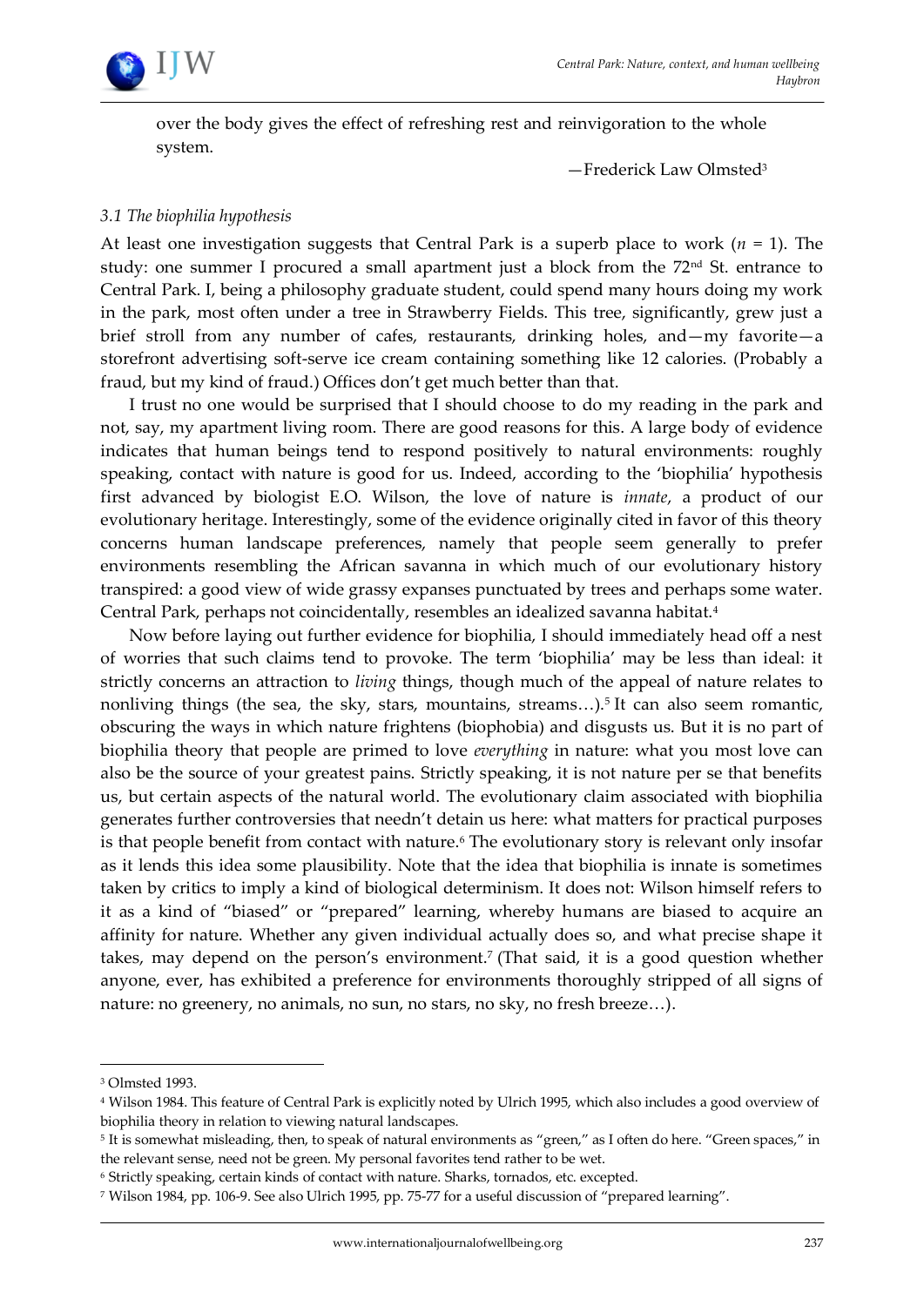over the body gives the effect of refreshing rest and reinvigoration to the whole system.

—Frederick Law Olmsted[3]

### *3.1 The biophilia hypothesis*

At least one investigation suggests that Central Park is a superb place to work ($n = 1$). The study: one summer I procured a small apartment just a block from the 72nd St. entrance to Central Park. I, being a philosophy graduate student, could spend many hours doing my work in the park, most often under a tree in Strawberry Fields. This tree, significantly, grew just a brief stroll from any number of cafes, restaurants, drinking holes, and—my favorite—a storefront advertising soft-serve ice cream containing something like 12 calories. (Probably a fraud, but my kind of fraud.) Offices don't get much better than that.

I trust no one would be surprised that I should choose to do my reading in the park and not, say, my apartment living room. There are good reasons for this. A large body of evidence indicates that human beings tend to respond positively to natural environments: roughly speaking, contact with nature is good for us. Indeed, according to the 'biophilia' hypothesis first advanced by biologist E.O. Wilson, the love of nature is *innate*, a product of our evolutionary heritage. Interestingly, some of the evidence originally cited in favor of this theory concerns human landscape preferences, namely that people seem generally to prefer environments resembling the African savanna in which much of our evolutionary history transpired: a good view of wide grassy expanses punctuated by trees and perhaps some water. Central Park, perhaps not coincidentally, resembles an idealized savanna habitat.[4]

Now before laying out further evidence for biophilia, I should immediately head off a nest of worries that such claims tend to provoke. The term 'biophilia' may be less than ideal: it strictly concerns an attraction to *living* things, though much of the appeal of nature relates to nonliving things (the sea, the sky, stars, mountains, streams…).[5] It can also seem romantic, obscuring the ways in which nature frightens (biophobia) and disgusts us. But it is no part of biophilia theory that people are primed to love *everything* in nature: what you most love can also be the source of your greatest pains. Strictly speaking, it is not nature per se that benefits us, but certain aspects of the natural world. The evolutionary claim associated with biophilia generates further controversies that needn't detain us here: what matters for practical purposes is that people benefit from contact with nature.[6] The evolutionary story is relevant only insofar as it lends this idea some plausibility. Note that the idea that biophilia is innate is sometimes taken by critics to imply a kind of biological determinism. It does not: Wilson himself refers to it as a kind of "biased" or "prepared" learning, whereby humans are biased to acquire an affinity for nature. Whether any given individual actually does so, and what precise shape it takes, may depend on the person's environment.[7] (That said, it is a good question whether anyone, ever, has exhibited a preference for environments thoroughly stripped of all signs of nature: no greenery, no animals, no sun, no stars, no sky, no fresh breeze…).

---

[3] Olmsted 1993.

[4] Wilson 1984. This feature of Central Park is explicitly noted by Ulrich 1995, which also includes a good overview of biophilia theory in relation to viewing natural landscapes.

[5] It is somewhat misleading, then, to speak of natural environments as "green," as I often do here. "Green spaces," in the relevant sense, need not be green. My personal favorites tend rather to be wet.

[6] Strictly speaking, certain kinds of contact with nature. Sharks, tornados, etc. excepted.

[7] Wilson 1984, pp. 106-9. See also Ulrich 1995, pp. 75-77 for a useful discussion of "prepared learning".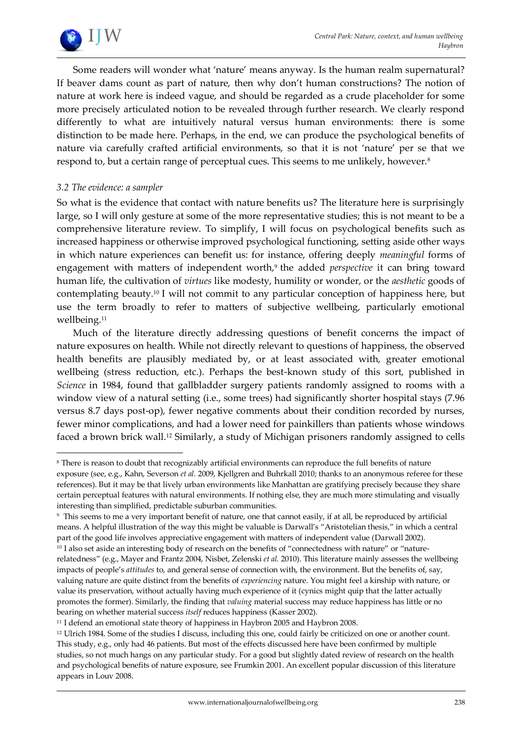Some readers will wonder what 'nature' means anyway. Is the human realm supernatural? If beaver dams count as part of nature, then why don't human constructions? The notion of nature at work here is indeed vague, and should be regarded as a crude placeholder for some more precisely articulated notion to be revealed through further research. We clearly respond differently to what are intuitively natural versus human environments: there is some distinction to be made here. Perhaps, in the end, we can produce the psychological benefits of nature via carefully crafted artificial environments, so that it is not 'nature' per se that we respond to, but a certain range of perceptual cues. This seems to me unlikely, however.[8]

### *3.2 The evidence: a sampler*

So what is the evidence that contact with nature benefits us? The literature here is surprisingly large, so I will only gesture at some of the more representative studies; this is not meant to be a comprehensive literature review. To simplify, I will focus on psychological benefits such as increased happiness or otherwise improved psychological functioning, setting aside other ways in which nature experiences can benefit us: for instance, offering deeply *meaningful* forms of engagement with matters of independent worth,[9] the added *perspective* it can bring toward human life, the cultivation of *virtues* like modesty, humility or wonder, or the *aesthetic* goods of contemplating beauty.[10] I will not commit to any particular conception of happiness here, but use the term broadly to refer to matters of subjective wellbeing, particularly emotional wellbeing.[11]

Much of the literature directly addressing questions of benefit concerns the impact of nature exposures on health. While not directly relevant to questions of happiness, the observed health benefits are plausibly mediated by, or at least associated with, greater emotional wellbeing (stress reduction, etc.). Perhaps the best-known study of this sort, published in *Science* in 1984, found that gallbladder surgery patients randomly assigned to rooms with a window view of a natural setting (i.e., some trees) had significantly shorter hospital stays (7.96 versus 8.7 days post-op), fewer negative comments about their condition recorded by nurses, fewer minor complications, and had a lower need for painkillers than patients whose windows faced a brown brick wall.[12] Similarly, a study of Michigan prisoners randomly assigned to cells

---

[8] There is reason to doubt that recognizably artificial environments can reproduce the full benefits of nature exposure (see, e.g., Kahn, Severson *et al.* 2009, Kjellgren and Buhrkall 2010; thanks to an anonymous referee for these references). But it may be that lively urban environments like Manhattan are gratifying precisely because they share certain perceptual features with natural environments. If nothing else, they are much more stimulating and visually interesting than simplified, predictable suburban communities.

[9] This seems to me a very important benefit of nature, one that cannot easily, if at all, be reproduced by artificial means. A helpful illustration of the way this might be valuable is Darwall's "Aristotelian thesis," in which a central part of the good life involves appreciative engagement with matters of independent value (Darwall 2002).

[10] I also set aside an interesting body of research on the benefits of "connectedness with nature" or "nature-relatedness" (e.g., Mayer and Frantz 2004, Nisbet, Zelenski *et al.* 2010). This literature mainly assesses the wellbeing impacts of people's *attitudes* to, and general sense of connection with, the environment. But the benefits of, say, valuing nature are quite distinct from the benefits of *experiencing* nature. You might feel a kinship with nature, or value its preservation, without actually having much experience of it (cynics might quip that the latter actually promotes the former). Similarly, the finding that *valuing* material success may reduce happiness has little or no bearing on whether material success *itself* reduces happiness (Kasser 2002).

[11] I defend an emotional state theory of happiness in Haybron 2005 and Haybron 2008.

[12] Ulrich 1984. Some of the studies I discuss, including this one, could fairly be criticized on one or another count. This study, e.g., only had 46 patients. But most of the effects discussed here have been confirmed by multiple studies, so not much hangs on any particular study. For a good but slightly dated review of research on the health and psychological benefits of nature exposure, see Frumkin 2001. An excellent popular discussion of this literature appears in Louv 2008.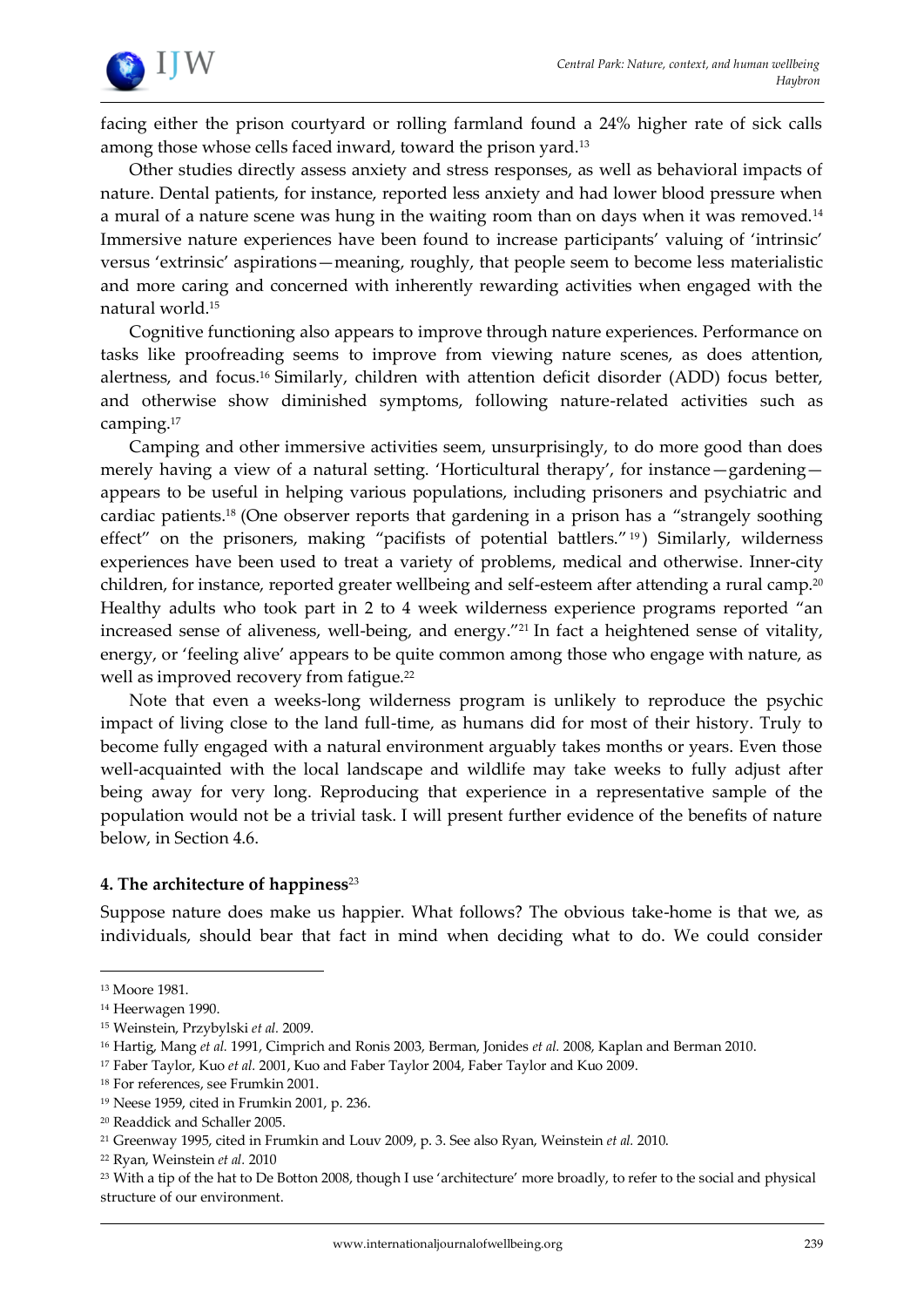facing either the prison courtyard or rolling farmland found a 24% higher rate of sick calls among those whose cells faced inward, toward the prison yard.[13]

Other studies directly assess anxiety and stress responses, as well as behavioral impacts of nature. Dental patients, for instance, reported less anxiety and had lower blood pressure when a mural of a nature scene was hung in the waiting room than on days when it was removed.[14] Immersive nature experiences have been found to increase participants' valuing of 'intrinsic' versus 'extrinsic' aspirations—meaning, roughly, that people seem to become less materialistic and more caring and concerned with inherently rewarding activities when engaged with the natural world.[15]

Cognitive functioning also appears to improve through nature experiences. Performance on tasks like proofreading seems to improve from viewing nature scenes, as does attention, alertness, and focus.[16] Similarly, children with attention deficit disorder (ADD) focus better, and otherwise show diminished symptoms, following nature-related activities such as camping.[17]

Camping and other immersive activities seem, unsurprisingly, to do more good than does merely having a view of a natural setting. 'Horticultural therapy', for instance—gardening—appears to be useful in helping various populations, including prisoners and psychiatric and cardiac patients.[18] (One observer reports that gardening in a prison has a "strangely soothing effect" on the prisoners, making "pacifists of potential battlers."[19]) Similarly, wilderness experiences have been used to treat a variety of problems, medical and otherwise. Inner-city children, for instance, reported greater wellbeing and self-esteem after attending a rural camp.[20] Healthy adults who took part in 2 to 4 week wilderness experience programs reported "an increased sense of aliveness, well-being, and energy."[21] In fact a heightened sense of vitality, energy, or 'feeling alive' appears to be quite common among those who engage with nature, as well as improved recovery from fatigue.[22]

Note that even a weeks-long wilderness program is unlikely to reproduce the psychic impact of living close to the land full-time, as humans did for most of their history. Truly to become fully engaged with a natural environment arguably takes months or years. Even those well-acquainted with the local landscape and wildlife may take weeks to fully adjust after being away for very long. Reproducing that experience in a representative sample of the population would not be a trivial task. I will present further evidence of the benefits of nature below, in Section 4.6.

## 4. The architecture of happiness[23]

Suppose nature does make us happier. What follows? The obvious take-home is that we, as individuals, should bear that fact in mind when deciding what to do. We could consider

---

[13] Moore 1981.

[14] Heerwagen 1990.

[15] Weinstein, Przybylski *et al.* 2009.

[16] Hartig, Mang *et al.* 1991, Cimprich and Ronis 2003, Berman, Jonides *et al.* 2008, Kaplan and Berman 2010.

[17] Faber Taylor, Kuo *et al.* 2001, Kuo and Faber Taylor 2004, Faber Taylor and Kuo 2009.

[18] For references, see Frumkin 2001.

[19] Neese 1959, cited in Frumkin 2001, p. 236.

[20] Readdick and Schaller 2005.

[21] Greenway 1995, cited in Frumkin and Louv 2009, p. 3. See also Ryan, Weinstein *et al.* 2010.

[22] Ryan, Weinstein *et al.* 2010

[23] With a tip of the hat to De Botton 2008, though I use 'architecture' more broadly, to refer to the social and physical structure of our environment.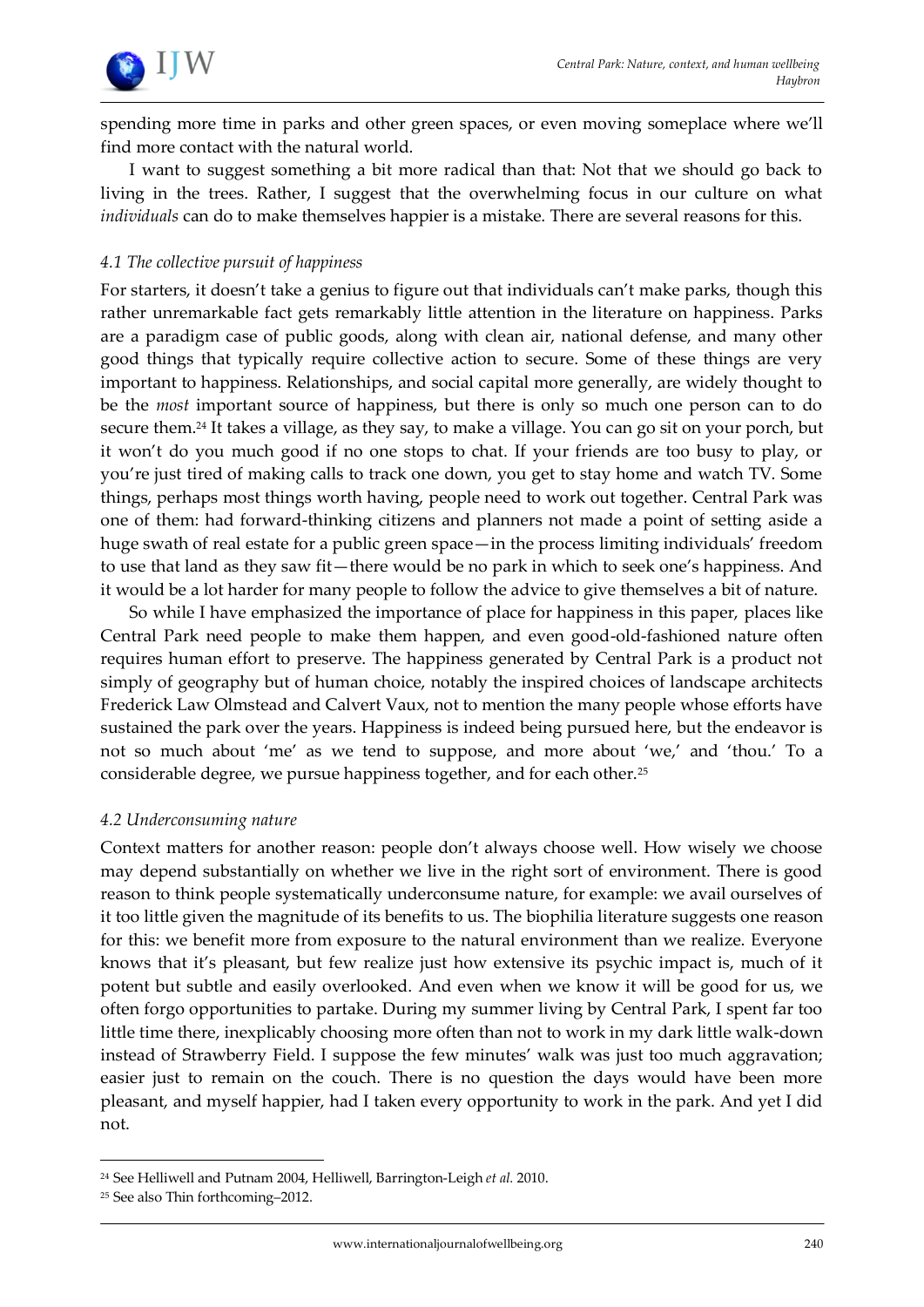spending more time in parks and other green spaces, or even moving someplace where we'll find more contact with the natural world.

I want to suggest something a bit more radical than that: Not that we should go back to living in the trees. Rather, I suggest that the overwhelming focus in our culture on what *individuals* can do to make themselves happier is a mistake. There are several reasons for this.

### *4.1 The collective pursuit of happiness*

For starters, it doesn't take a genius to figure out that individuals can't make parks, though this rather unremarkable fact gets remarkably little attention in the literature on happiness. Parks are a paradigm case of public goods, along with clean air, national defense, and many other good things that typically require collective action to secure. Some of these things are very important to happiness. Relationships, and social capital more generally, are widely thought to be the *most* important source of happiness, but there is only so much one person can to do secure them.[24] It takes a village, as they say, to make a village. You can go sit on your porch, but it won't do you much good if no one stops to chat. If your friends are too busy to play, or you're just tired of making calls to track one down, you get to stay home and watch TV. Some things, perhaps most things worth having, people need to work out together. Central Park was one of them: had forward-thinking citizens and planners not made a point of setting aside a huge swath of real estate for a public green space—in the process limiting individuals' freedom to use that land as they saw fit—there would be no park in which to seek one's happiness. And it would be a lot harder for many people to follow the advice to give themselves a bit of nature.

So while I have emphasized the importance of place for happiness in this paper, places like Central Park need people to make them happen, and even good-old-fashioned nature often requires human effort to preserve. The happiness generated by Central Park is a product not simply of geography but of human choice, notably the inspired choices of landscape architects Frederick Law Olmstead and Calvert Vaux, not to mention the many people whose efforts have sustained the park over the years. Happiness is indeed being pursued here, but the endeavor is not so much about 'me' as we tend to suppose, and more about 'we,' and 'thou.' To a considerable degree, we pursue happiness together, and for each other.[25]

### *4.2 Underconsuming nature*

Context matters for another reason: people don't always choose well. How wisely we choose may depend substantially on whether we live in the right sort of environment. There is good reason to think people systematically underconsume nature, for example: we avail ourselves of it too little given the magnitude of its benefits to us. The biophilia literature suggests one reason for this: we benefit more from exposure to the natural environment than we realize. Everyone knows that it's pleasant, but few realize just how extensive its psychic impact is, much of it potent but subtle and easily overlooked. And even when we know it will be good for us, we often forgo opportunities to partake. During my summer living by Central Park, I spent far too little time there, inexplicably choosing more often than not to work in my dark little walk-down instead of Strawberry Field. I suppose the few minutes' walk was just too much aggravation; easier just to remain on the couch. There is no question the days would have been more pleasant, and myself happier, had I taken every opportunity to work in the park. And yet I did not.

---

[24] See Helliwell and Putnam 2004, Helliwell, Barrington-Leigh *et al.* 2010.

[25] See also Thin forthcoming–2012.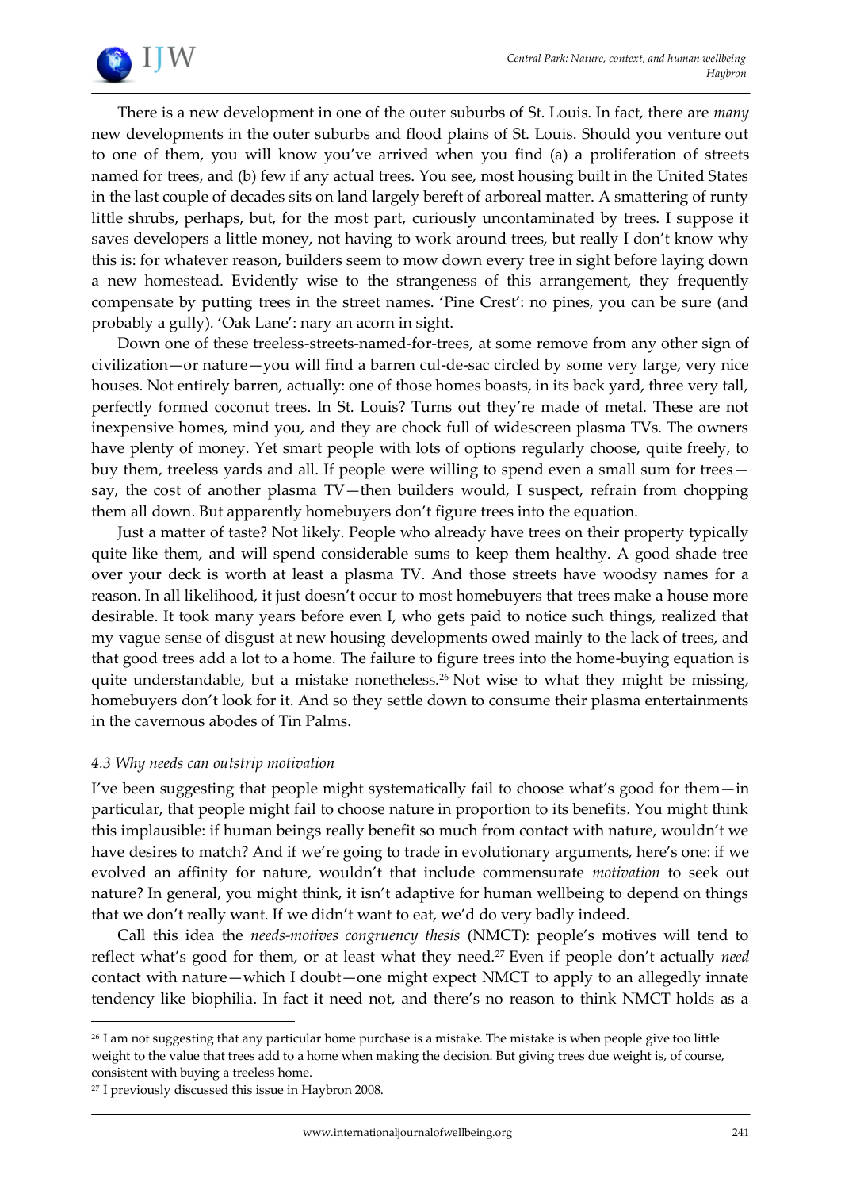There is a new development in one of the outer suburbs of St. Louis. In fact, there are *many* new developments in the outer suburbs and flood plains of St. Louis. Should you venture out to one of them, you will know you've arrived when you find (a) a proliferation of streets named for trees, and (b) few if any actual trees. You see, most housing built in the United States in the last couple of decades sits on land largely bereft of arboreal matter. A smattering of runty little shrubs, perhaps, but, for the most part, curiously uncontaminated by trees. I suppose it saves developers a little money, not having to work around trees, but really I don't know why this is: for whatever reason, builders seem to mow down every tree in sight before laying down a new homestead. Evidently wise to the strangeness of this arrangement, they frequently compensate by putting trees in the street names. 'Pine Crest': no pines, you can be sure (and probably a gully). 'Oak Lane': nary an acorn in sight.

Down one of these treeless-streets-named-for-trees, at some remove from any other sign of civilization—or nature—you will find a barren cul-de-sac circled by some very large, very nice houses. Not entirely barren, actually: one of those homes boasts, in its back yard, three very tall, perfectly formed coconut trees. In St. Louis? Turns out they're made of metal. These are not inexpensive homes, mind you, and they are chock full of widescreen plasma TVs. The owners have plenty of money. Yet smart people with lots of options regularly choose, quite freely, to buy them, treeless yards and all. If people were willing to spend even a small sum for trees—say, the cost of another plasma TV—then builders would, I suspect, refrain from chopping them all down. But apparently homebuyers don't figure trees into the equation.

Just a matter of taste? Not likely. People who already have trees on their property typically quite like them, and will spend considerable sums to keep them healthy. A good shade tree over your deck is worth at least a plasma TV. And those streets have woodsy names for a reason. In all likelihood, it just doesn't occur to most homebuyers that trees make a house more desirable. It took many years before even I, who gets paid to notice such things, realized that my vague sense of disgust at new housing developments owed mainly to the lack of trees, and that good trees add a lot to a home. The failure to figure trees into the home-buying equation is quite understandable, but a mistake nonetheless.[26] Not wise to what they might be missing, homebuyers don't look for it. And so they settle down to consume their plasma entertainments in the cavernous abodes of Tin Palms.

### *4.3 Why needs can outstrip motivation*

I've been suggesting that people might systematically fail to choose what's good for them—in particular, that people might fail to choose nature in proportion to its benefits. You might think this implausible: if human beings really benefit so much from contact with nature, wouldn't we have desires to match? And if we're going to trade in evolutionary arguments, here's one: if we evolved an affinity for nature, wouldn't that include commensurate *motivation* to seek out nature? In general, you might think, it isn't adaptive for human wellbeing to depend on things that we don't really want. If we didn't want to eat, we'd do very badly indeed.

Call this idea the *needs-motives congruency thesis* (NMCT): people's motives will tend to reflect what's good for them, or at least what they need.[27] Even if people don't actually *need* contact with nature—which I doubt—one might expect NMCT to apply to an allegedly innate tendency like biophilia. In fact it need not, and there's no reason to think NMCT holds as a

---

[26] I am not suggesting that any particular home purchase is a mistake. The mistake is when people give too little weight to the value that trees add to a home when making the decision. But giving trees due weight is, of course, consistent with buying a treeless home.

[27] I previously discussed this issue in Haybron 2008.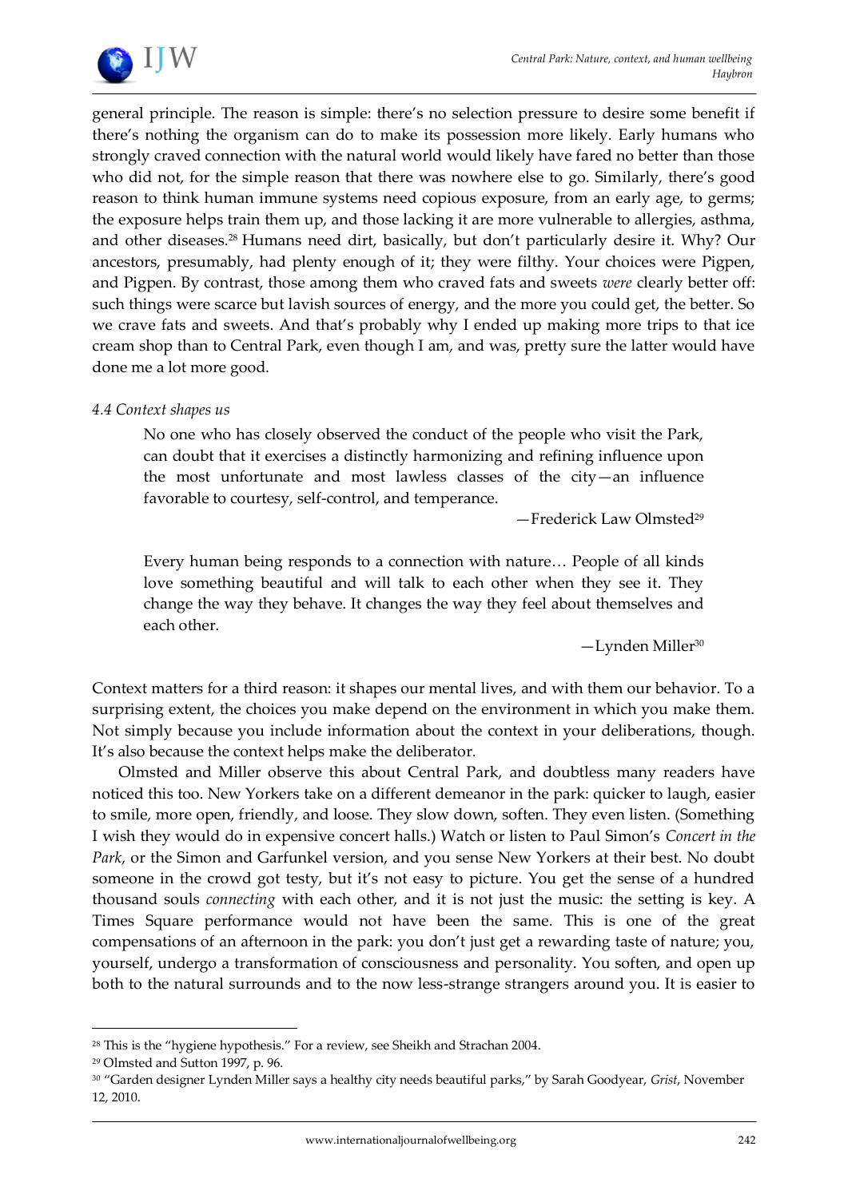general principle. The reason is simple: there's no selection pressure to desire some benefit if there's nothing the organism can do to make its possession more likely. Early humans who strongly craved connection with the natural world would likely have fared no better than those who did not, for the simple reason that there was nowhere else to go. Similarly, there's good reason to think human immune systems need copious exposure, from an early age, to germs; the exposure helps train them up, and those lacking it are more vulnerable to allergies, asthma, and other diseases.[28] Humans need dirt, basically, but don't particularly desire it. Why? Our ancestors, presumably, had plenty enough of it; they were filthy. Your choices were Pigpen, and Pigpen. By contrast, those among them who craved fats and sweets *were* clearly better off: such things were scarce but lavish sources of energy, and the more you could get, the better. So we crave fats and sweets. And that's probably why I ended up making more trips to that ice cream shop than to Central Park, even though I am, and was, pretty sure the latter would have done me a lot more good.

### *4.4 Context shapes us*

> No one who has closely observed the conduct of the people who visit the Park, can doubt that it exercises a distinctly harmonizing and refining influence upon the most unfortunate and most lawless classes of the city—an influence favorable to courtesy, self-control, and temperance.
>
> —Frederick Law Olmsted[29]

> Every human being responds to a connection with nature… People of all kinds love something beautiful and will talk to each other when they see it. They change the way they behave. It changes the way they feel about themselves and each other.
>
> —Lynden Miller[30]

Context matters for a third reason: it shapes our mental lives, and with them our behavior. To a surprising extent, the choices you make depend on the environment in which you make them. Not simply because you include information about the context in your deliberations, though. It's also because the context helps make the deliberator.

Olmsted and Miller observe this about Central Park, and doubtless many readers have noticed this too. New Yorkers take on a different demeanor in the park: quicker to laugh, easier to smile, more open, friendly, and loose. They slow down, soften. They even listen. (Something I wish they would do in expensive concert halls.) Watch or listen to Paul Simon's *Concert in the Park*, or the Simon and Garfunkel version, and you sense New Yorkers at their best. No doubt someone in the crowd got testy, but it's not easy to picture. You get the sense of a hundred thousand souls *connecting* with each other, and it is not just the music: the setting is key. A Times Square performance would not have been the same. This is one of the great compensations of an afternoon in the park: you don't just get a rewarding taste of nature; you, yourself, undergo a transformation of consciousness and personality. You soften, and open up both to the natural surrounds and to the now less-strange strangers around you. It is easier to

---

[28] This is the "hygiene hypothesis." For a review, see Sheikh and Strachan 2004.

[29] Olmsted and Sutton 1997, p. 96.

[30] "Garden designer Lynden Miller says a healthy city needs beautiful parks," by Sarah Goodyear, *Grist*, November 12, 2010.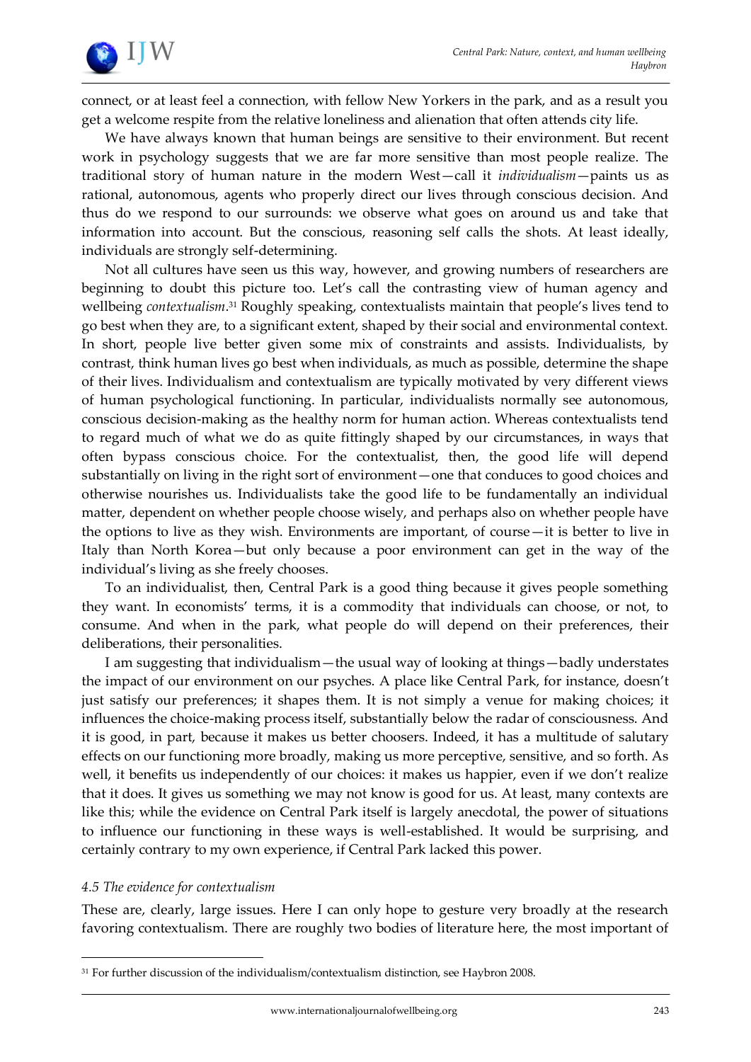connect, or at least feel a connection, with fellow New Yorkers in the park, and as a result you get a welcome respite from the relative loneliness and alienation that often attends city life.

We have always known that human beings are sensitive to their environment. But recent work in psychology suggests that we are far more sensitive than most people realize. The traditional story of human nature in the modern West—call it *individualism*—paints us as rational, autonomous, agents who properly direct our lives through conscious decision. And thus do we respond to our surrounds: we observe what goes on around us and take that information into account. But the conscious, reasoning self calls the shots. At least ideally, individuals are strongly self-determining.

Not all cultures have seen us this way, however, and growing numbers of researchers are beginning to doubt this picture too. Let's call the contrasting view of human agency and wellbeing *contextualism*.[31] Roughly speaking, contextualists maintain that people's lives tend to go best when they are, to a significant extent, shaped by their social and environmental context. In short, people live better given some mix of constraints and assists. Individualists, by contrast, think human lives go best when individuals, as much as possible, determine the shape of their lives. Individualism and contextualism are typically motivated by very different views of human psychological functioning. In particular, individualists normally see autonomous, conscious decision-making as the healthy norm for human action. Whereas contextualists tend to regard much of what we do as quite fittingly shaped by our circumstances, in ways that often bypass conscious choice. For the contextualist, then, the good life will depend substantially on living in the right sort of environment—one that conduces to good choices and otherwise nourishes us. Individualists take the good life to be fundamentally an individual matter, dependent on whether people choose wisely, and perhaps also on whether people have the options to live as they wish. Environments are important, of course—it is better to live in Italy than North Korea—but only because a poor environment can get in the way of the individual's living as she freely chooses.

To an individualist, then, Central Park is a good thing because it gives people something they want. In economists' terms, it is a commodity that individuals can choose, or not, to consume. And when in the park, what people do will depend on their preferences, their deliberations, their personalities.

I am suggesting that individualism—the usual way of looking at things—badly understates the impact of our environment on our psyches. A place like Central Park, for instance, doesn't just satisfy our preferences; it shapes them. It is not simply a venue for making choices; it influences the choice-making process itself, substantially below the radar of consciousness. And it is good, in part, because it makes us better choosers. Indeed, it has a multitude of salutary effects on our functioning more broadly, making us more perceptive, sensitive, and so forth. As well, it benefits us independently of our choices: it makes us happier, even if we don't realize that it does. It gives us something we may not know is good for us. At least, many contexts are like this; while the evidence on Central Park itself is largely anecdotal, the power of situations to influence our functioning in these ways is well-established. It would be surprising, and certainly contrary to my own experience, if Central Park lacked this power.

### *4.5 The evidence for contextualism*

These are, clearly, large issues. Here I can only hope to gesture very broadly at the research favoring contextualism. There are roughly two bodies of literature here, the most important of

---

[31] For further discussion of the individualism/contextualism distinction, see Haybron 2008.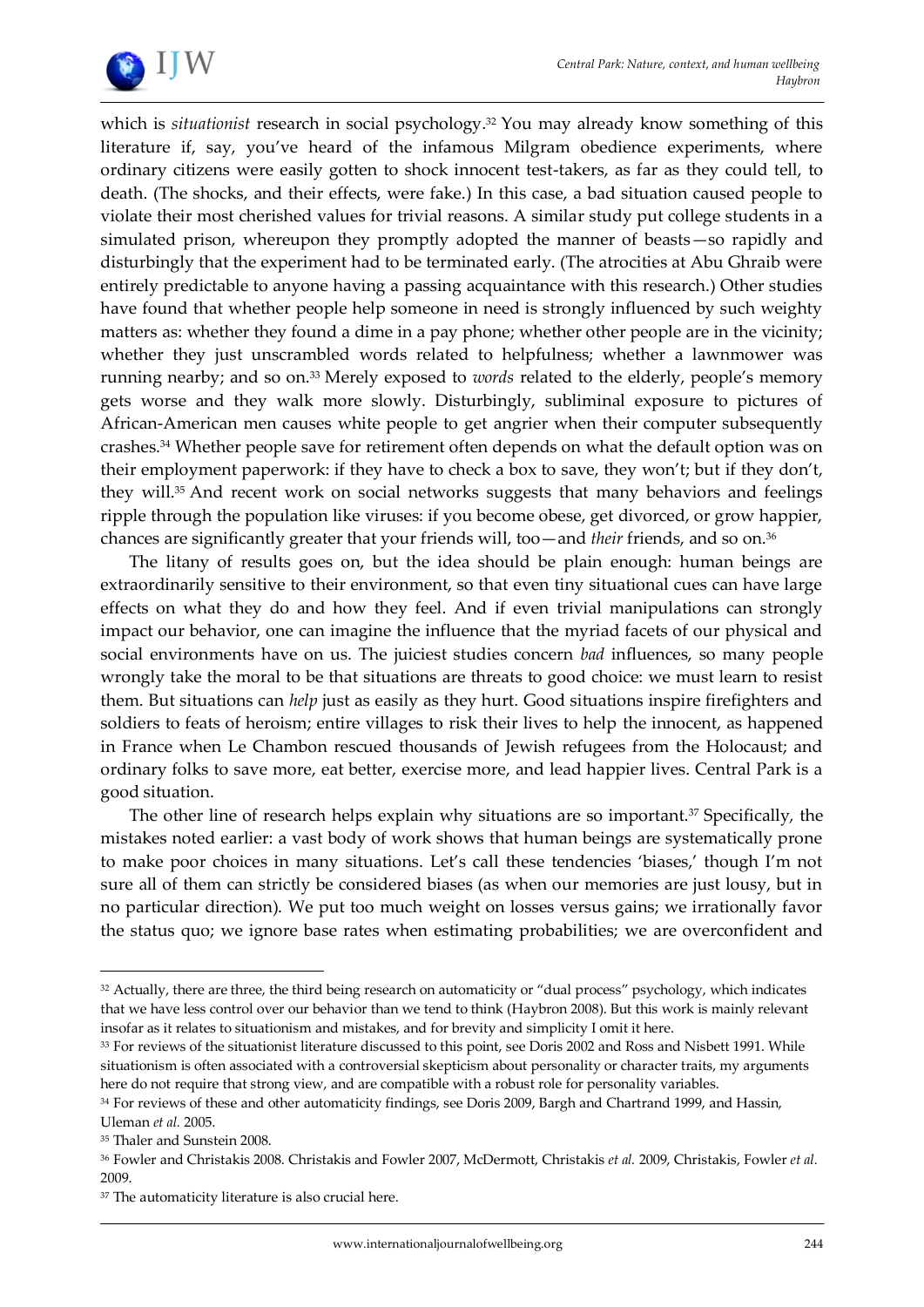which is *situationist* research in social psychology.[32] You may already know something of this literature if, say, you've heard of the infamous Milgram obedience experiments, where ordinary citizens were easily gotten to shock innocent test-takers, as far as they could tell, to death. (The shocks, and their effects, were fake.) In this case, a bad situation caused people to violate their most cherished values for trivial reasons. A similar study put college students in a simulated prison, whereupon they promptly adopted the manner of beasts—so rapidly and disturbingly that the experiment had to be terminated early. (The atrocities at Abu Ghraib were entirely predictable to anyone having a passing acquaintance with this research.) Other studies have found that whether people help someone in need is strongly influenced by such weighty matters as: whether they found a dime in a pay phone; whether other people are in the vicinity; whether they just unscrambled words related to helpfulness; whether a lawnmower was running nearby; and so on.[33] Merely exposed to *words* related to the elderly, people's memory gets worse and they walk more slowly. Disturbingly, subliminal exposure to pictures of African-American men causes white people to get angrier when their computer subsequently crashes.[34] Whether people save for retirement often depends on what the default option was on their employment paperwork: if they have to check a box to save, they won't; but if they don't, they will.[35] And recent work on social networks suggests that many behaviors and feelings ripple through the population like viruses: if you become obese, get divorced, or grow happier, chances are significantly greater that your friends will, too—and *their* friends, and so on.[36]

The litany of results goes on, but the idea should be plain enough: human beings are extraordinarily sensitive to their environment, so that even tiny situational cues can have large effects on what they do and how they feel. And if even trivial manipulations can strongly impact our behavior, one can imagine the influence that the myriad facets of our physical and social environments have on us. The juiciest studies concern *bad* influences, so many people wrongly take the moral to be that situations are threats to good choice: we must learn to resist them. But situations can *help* just as easily as they hurt. Good situations inspire firefighters and soldiers to feats of heroism; entire villages to risk their lives to help the innocent, as happened in France when Le Chambon rescued thousands of Jewish refugees from the Holocaust; and ordinary folks to save more, eat better, exercise more, and lead happier lives. Central Park is a good situation.

The other line of research helps explain why situations are so important.[37] Specifically, the mistakes noted earlier: a vast body of work shows that human beings are systematically prone to make poor choices in many situations. Let's call these tendencies 'biases,' though I'm not sure all of them can strictly be considered biases (as when our memories are just lousy, but in no particular direction). We put too much weight on losses versus gains; we irrationally favor the status quo; we ignore base rates when estimating probabilities; we are overconfident and

---

[32] Actually, there are three, the third being research on automaticity or "dual process" psychology, which indicates that we have less control over our behavior than we tend to think (Haybron 2008). But this work is mainly relevant insofar as it relates to situationism and mistakes, and for brevity and simplicity I omit it here.

[33] For reviews of the situationist literature discussed to this point, see Doris 2002 and Ross and Nisbett 1991. While situationism is often associated with a controversial skepticism about personality or character traits, my arguments here do not require that strong view, and are compatible with a robust role for personality variables.

[34] For reviews of these and other automaticity findings, see Doris 2009, Bargh and Chartrand 1999, and Hassin, Uleman *et al.* 2005.

[35] Thaler and Sunstein 2008.

[36] Fowler and Christakis 2008. Christakis and Fowler 2007, McDermott, Christakis *et al.* 2009, Christakis, Fowler *et al.* 2009.

[37] The automaticity literature is also crucial here.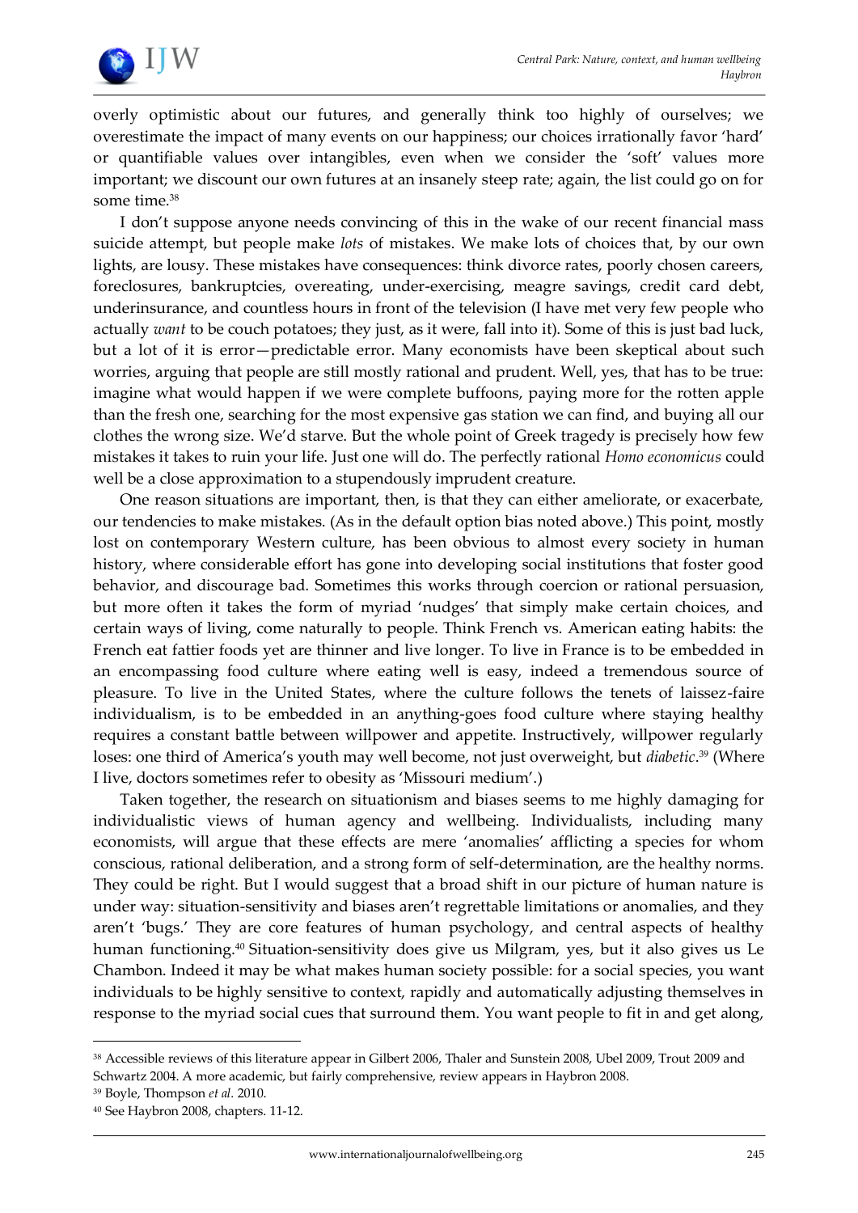overly optimistic about our futures, and generally think too highly of ourselves; we overestimate the impact of many events on our happiness; our choices irrationally favor 'hard' or quantifiable values over intangibles, even when we consider the 'soft' values more important; we discount our own futures at an insanely steep rate; again, the list could go on for some time.[38]

I don't suppose anyone needs convincing of this in the wake of our recent financial mass suicide attempt, but people make *lots* of mistakes. We make lots of choices that, by our own lights, are lousy. These mistakes have consequences: think divorce rates, poorly chosen careers, foreclosures, bankruptcies, overeating, under-exercising, meagre savings, credit card debt, underinsurance, and countless hours in front of the television (I have met very few people who actually *want* to be couch potatoes; they just, as it were, fall into it). Some of this is just bad luck, but a lot of it is error—predictable error. Many economists have been skeptical about such worries, arguing that people are still mostly rational and prudent. Well, yes, that has to be true: imagine what would happen if we were complete buffoons, paying more for the rotten apple than the fresh one, searching for the most expensive gas station we can find, and buying all our clothes the wrong size. We'd starve. But the whole point of Greek tragedy is precisely how few mistakes it takes to ruin your life. Just one will do. The perfectly rational *Homo economicus* could well be a close approximation to a stupendously imprudent creature.

One reason situations are important, then, is that they can either ameliorate, or exacerbate, our tendencies to make mistakes. (As in the default option bias noted above.) This point, mostly lost on contemporary Western culture, has been obvious to almost every society in human history, where considerable effort has gone into developing social institutions that foster good behavior, and discourage bad. Sometimes this works through coercion or rational persuasion, but more often it takes the form of myriad 'nudges' that simply make certain choices, and certain ways of living, come naturally to people. Think French vs. American eating habits: the French eat fattier foods yet are thinner and live longer. To live in France is to be embedded in an encompassing food culture where eating well is easy, indeed a tremendous source of pleasure. To live in the United States, where the culture follows the tenets of laissez-faire individualism, is to be embedded in an anything-goes food culture where staying healthy requires a constant battle between willpower and appetite. Instructively, willpower regularly loses: one third of America's youth may well become, not just overweight, but *diabetic*.[39] (Where I live, doctors sometimes refer to obesity as 'Missouri medium'.)

Taken together, the research on situationism and biases seems to me highly damaging for individualistic views of human agency and wellbeing. Individualists, including many economists, will argue that these effects are mere 'anomalies' afflicting a species for whom conscious, rational deliberation, and a strong form of self-determination, are the healthy norms. They could be right. But I would suggest that a broad shift in our picture of human nature is under way: situation-sensitivity and biases aren't regrettable limitations or anomalies, and they aren't 'bugs.' They are core features of human psychology, and central aspects of healthy human functioning.[40] Situation-sensitivity does give us Milgram, yes, but it also gives us Le Chambon. Indeed it may be what makes human society possible: for a social species, you want individuals to be highly sensitive to context, rapidly and automatically adjusting themselves in response to the myriad social cues that surround them. You want people to fit in and get along,

---

[38] Accessible reviews of this literature appear in Gilbert 2006, Thaler and Sunstein 2008, Ubel 2009, Trout 2009 and Schwartz 2004. A more academic, but fairly comprehensive, review appears in Haybron 2008.

[39] Boyle, Thompson *et al.* 2010.

[40] See Haybron 2008, chapters. 11-12.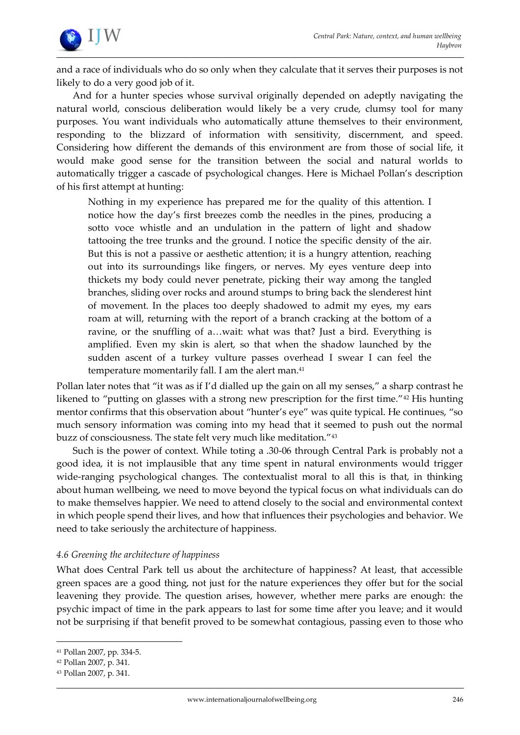and a race of individuals who do so only when they calculate that it serves their purposes is not likely to do a very good job of it.

And for a hunter species whose survival originally depended on adeptly navigating the natural world, conscious deliberation would likely be a very crude, clumsy tool for many purposes. You want individuals who automatically attune themselves to their environment, responding to the blizzard of information with sensitivity, discernment, and speed. Considering how different the demands of this environment are from those of social life, it would make good sense for the transition between the social and natural worlds to automatically trigger a cascade of psychological changes. Here is Michael Pollan's description of his first attempt at hunting:

> Nothing in my experience has prepared me for the quality of this attention. I notice how the day's first breezes comb the needles in the pines, producing a sotto voce whistle and an undulation in the pattern of light and shadow tattooing the tree trunks and the ground. I notice the specific density of the air. But this is not a passive or aesthetic attention; it is a hungry attention, reaching out into its surroundings like fingers, or nerves. My eyes venture deep into thickets my body could never penetrate, picking their way among the tangled branches, sliding over rocks and around stumps to bring back the slenderest hint of movement. In the places too deeply shadowed to admit my eyes, my ears roam at will, returning with the report of a branch cracking at the bottom of a ravine, or the snuffling of a…wait: what was that? Just a bird. Everything is amplified. Even my skin is alert, so that when the shadow launched by the sudden ascent of a turkey vulture passes overhead I swear I can feel the temperature momentarily fall. I am the alert man.[41]

Pollan later notes that "it was as if I'd dialled up the gain on all my senses," a sharp contrast he likened to "putting on glasses with a strong new prescription for the first time."[42] His hunting mentor confirms that this observation about "hunter's eye" was quite typical. He continues, "so much sensory information was coming into my head that it seemed to push out the normal buzz of consciousness. The state felt very much like meditation."[43]

Such is the power of context. While toting a .30-06 through Central Park is probably not a good idea, it is not implausible that any time spent in natural environments would trigger wide-ranging psychological changes. The contextualist moral to all this is that, in thinking about human wellbeing, we need to move beyond the typical focus on what individuals can do to make themselves happier. We need to attend closely to the social and environmental context in which people spend their lives, and how that influences their psychologies and behavior. We need to take seriously the architecture of happiness.

### *4.6 Greening the architecture of happiness*

What does Central Park tell us about the architecture of happiness? At least, that accessible green spaces are a good thing, not just for the nature experiences they offer but for the social leavening they provide. The question arises, however, whether mere parks are enough: the psychic impact of time in the park appears to last for some time after you leave; and it would not be surprising if that benefit proved to be somewhat contagious, passing even to those who

---

[41] Pollan 2007, pp. 334-5.

[42] Pollan 2007, p. 341.

[43] Pollan 2007, p. 341.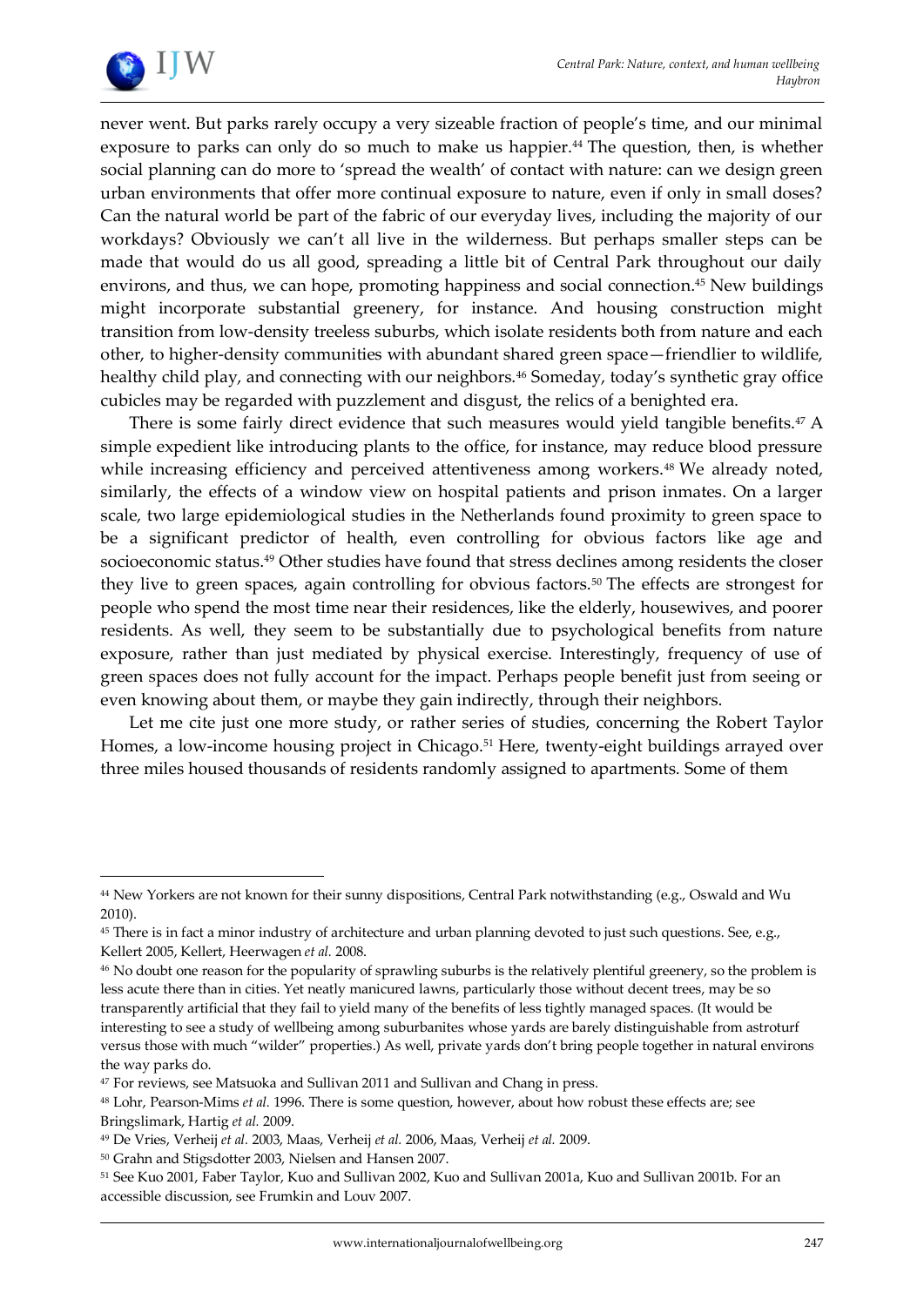never went. But parks rarely occupy a very sizeable fraction of people's time, and our minimal exposure to parks can only do so much to make us happier.[44] The question, then, is whether social planning can do more to 'spread the wealth' of contact with nature: can we design green urban environments that offer more continual exposure to nature, even if only in small doses? Can the natural world be part of the fabric of our everyday lives, including the majority of our workdays? Obviously we can't all live in the wilderness. But perhaps smaller steps can be made that would do us all good, spreading a little bit of Central Park throughout our daily environs, and thus, we can hope, promoting happiness and social connection.[45] New buildings might incorporate substantial greenery, for instance. And housing construction might transition from low-density treeless suburbs, which isolate residents both from nature and each other, to higher-density communities with abundant shared green space—friendlier to wildlife, healthy child play, and connecting with our neighbors.[46] Someday, today's synthetic gray office cubicles may be regarded with puzzlement and disgust, the relics of a benighted era.

There is some fairly direct evidence that such measures would yield tangible benefits.[47] A simple expedient like introducing plants to the office, for instance, may reduce blood pressure while increasing efficiency and perceived attentiveness among workers.[48] We already noted, similarly, the effects of a window view on hospital patients and prison inmates. On a larger scale, two large epidemiological studies in the Netherlands found proximity to green space to be a significant predictor of health, even controlling for obvious factors like age and socioeconomic status.[49] Other studies have found that stress declines among residents the closer they live to green spaces, again controlling for obvious factors.[50] The effects are strongest for people who spend the most time near their residences, like the elderly, housewives, and poorer residents. As well, they seem to be substantially due to psychological benefits from nature exposure, rather than just mediated by physical exercise. Interestingly, frequency of use of green spaces does not fully account for the impact. Perhaps people benefit just from seeing or even knowing about them, or maybe they gain indirectly, through their neighbors.

Let me cite just one more study, or rather series of studies, concerning the Robert Taylor Homes, a low-income housing project in Chicago.[51] Here, twenty-eight buildings arrayed over three miles housed thousands of residents randomly assigned to apartments. Some of them

---

[44] New Yorkers are not known for their sunny dispositions, Central Park notwithstanding (e.g., Oswald and Wu 2010).

[45] There is in fact a minor industry of architecture and urban planning devoted to just such questions. See, e.g., Kellert 2005, Kellert, Heerwagen *et al.* 2008.

[46] No doubt one reason for the popularity of sprawling suburbs is the relatively plentiful greenery, so the problem is less acute there than in cities. Yet neatly manicured lawns, particularly those without decent trees, may be so transparently artificial that they fail to yield many of the benefits of less tightly managed spaces. (It would be interesting to see a study of wellbeing among suburbanites whose yards are barely distinguishable from astroturf versus those with much "wilder" properties.) As well, private yards don't bring people together in natural environs the way parks do.

[47] For reviews, see Matsuoka and Sullivan 2011 and Sullivan and Chang in press.

[48] Lohr, Pearson-Mims *et al.* 1996. There is some question, however, about how robust these effects are; see Bringslimark, Hartig *et al.* 2009.

[49] De Vries, Verheij *et al.* 2003, Maas, Verheij *et al.* 2006, Maas, Verheij *et al.* 2009.

[50] Grahn and Stigsdotter 2003, Nielsen and Hansen 2007.

[51] See Kuo 2001, Faber Taylor, Kuo and Sullivan 2002, Kuo and Sullivan 2001a, Kuo and Sullivan 2001b. For an accessible discussion, see Frumkin and Louv 2007.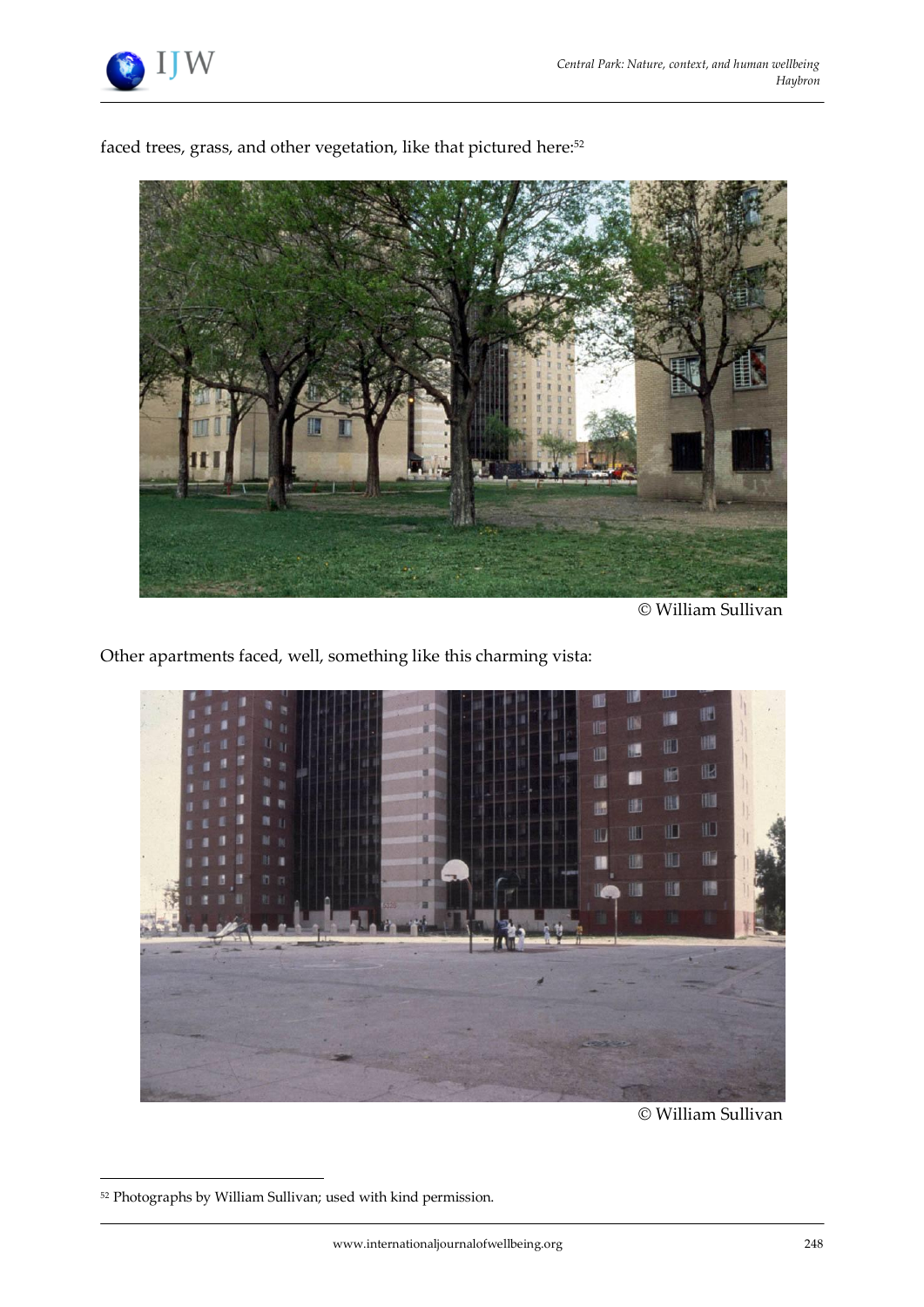faced trees, grass, and other vegetation, like that pictured here:[52]

© William Sullivan

Other apartments faced, well, something like this charming vista:

© William Sullivan

[52] Photographs by William Sullivan; used with kind permission.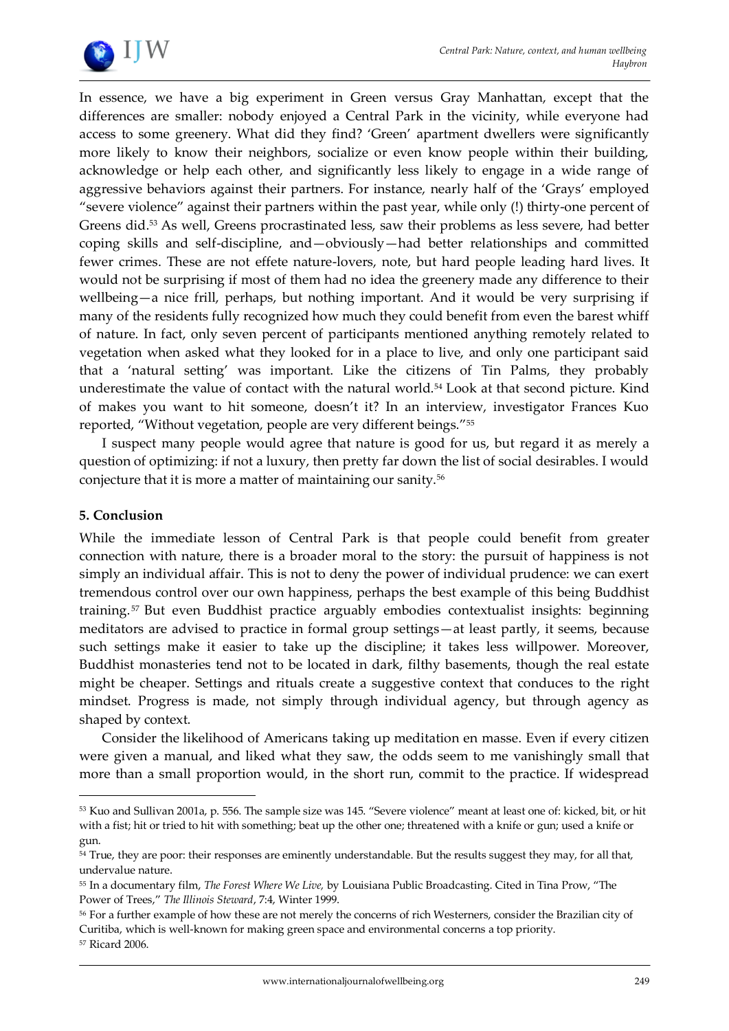In essence, we have a big experiment in Green versus Gray Manhattan, except that the differences are smaller: nobody enjoyed a Central Park in the vicinity, while everyone had access to some greenery. What did they find? 'Green' apartment dwellers were significantly more likely to know their neighbors, socialize or even know people within their building, acknowledge or help each other, and significantly less likely to engage in a wide range of aggressive behaviors against their partners. For instance, nearly half of the 'Grays' employed "severe violence" against their partners within the past year, while only (!) thirty-one percent of Greens did.[53] As well, Greens procrastinated less, saw their problems as less severe, had better coping skills and self-discipline, and—obviously—had better relationships and committed fewer crimes. These are not effete nature-lovers, note, but hard people leading hard lives. It would not be surprising if most of them had no idea the greenery made any difference to their wellbeing—a nice frill, perhaps, but nothing important. And it would be very surprising if many of the residents fully recognized how much they could benefit from even the barest whiff of nature. In fact, only seven percent of participants mentioned anything remotely related to vegetation when asked what they looked for in a place to live, and only one participant said that a 'natural setting' was important. Like the citizens of Tin Palms, they probably underestimate the value of contact with the natural world.[54] Look at that second picture. Kind of makes you want to hit someone, doesn't it? In an interview, investigator Frances Kuo reported, "Without vegetation, people are very different beings."[55]

I suspect many people would agree that nature is good for us, but regard it as merely a question of optimizing: if not a luxury, then pretty far down the list of social desirables. I would conjecture that it is more a matter of maintaining our sanity.[56]

## 5. Conclusion

While the immediate lesson of Central Park is that people could benefit from greater connection with nature, there is a broader moral to the story: the pursuit of happiness is not simply an individual affair. This is not to deny the power of individual prudence: we can exert tremendous control over our own happiness, perhaps the best example of this being Buddhist training.[57] But even Buddhist practice arguably embodies contextualist insights: beginning meditators are advised to practice in formal group settings—at least partly, it seems, because such settings make it easier to take up the discipline; it takes less willpower. Moreover, Buddhist monasteries tend not to be located in dark, filthy basements, though the real estate might be cheaper. Settings and rituals create a suggestive context that conduces to the right mindset. Progress is made, not simply through individual agency, but through agency as shaped by context.

Consider the likelihood of Americans taking up meditation en masse. Even if every citizen were given a manual, and liked what they saw, the odds seem to me vanishingly small that more than a small proportion would, in the short run, commit to the practice. If widespread

---

[53] Kuo and Sullivan 2001a, p. 556. The sample size was 145. "Severe violence" meant at least one of: kicked, bit, or hit with a fist; hit or tried to hit with something; beat up the other one; threatened with a knife or gun; used a knife or gun.

[54] True, they are poor: their responses are eminently understandable. But the results suggest they may, for all that, undervalue nature.

[55] In a documentary film, *The Forest Where We Live,* by Louisiana Public Broadcasting. Cited in Tina Prow, "The Power of Trees," *The Illinois Steward*, 7:4, Winter 1999.

[56] For a further example of how these are not merely the concerns of rich Westerners, consider the Brazilian city of Curitiba, which is well-known for making green space and environmental concerns a top priority.

[57] Ricard 2006.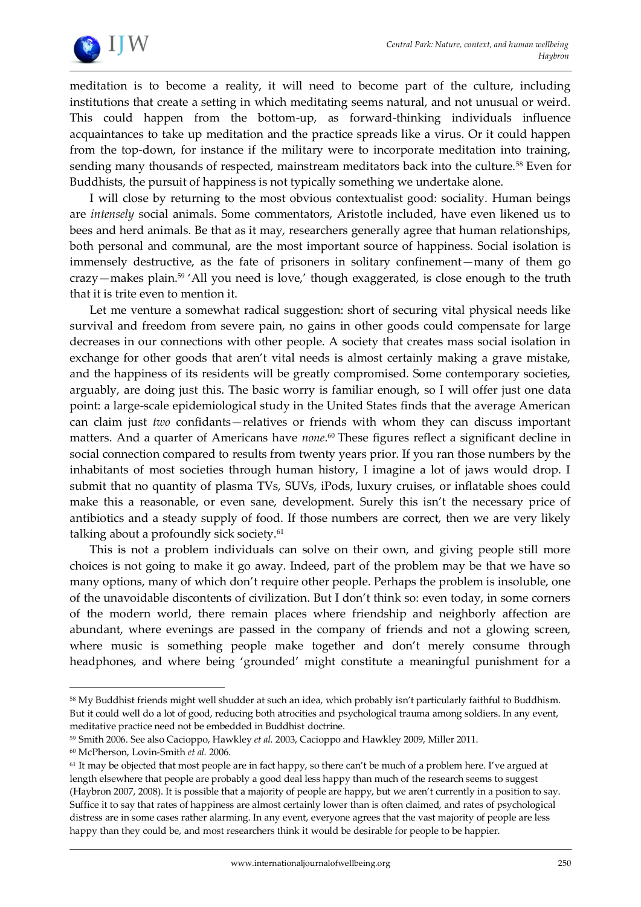meditation is to become a reality, it will need to become part of the culture, including institutions that create a setting in which meditating seems natural, and not unusual or weird. This could happen from the bottom-up, as forward-thinking individuals influence acquaintances to take up meditation and the practice spreads like a virus. Or it could happen from the top-down, for instance if the military were to incorporate meditation into training, sending many thousands of respected, mainstream meditators back into the culture.[58] Even for Buddhists, the pursuit of happiness is not typically something we undertake alone.

I will close by returning to the most obvious contextualist good: sociality. Human beings are *intensely* social animals. Some commentators, Aristotle included, have even likened us to bees and herd animals. Be that as it may, researchers generally agree that human relationships, both personal and communal, are the most important source of happiness. Social isolation is immensely destructive, as the fate of prisoners in solitary confinement—many of them go crazy—makes plain.[59] 'All you need is love,' though exaggerated, is close enough to the truth that it is trite even to mention it.

Let me venture a somewhat radical suggestion: short of securing vital physical needs like survival and freedom from severe pain, no gains in other goods could compensate for large decreases in our connections with other people. A society that creates mass social isolation in exchange for other goods that aren't vital needs is almost certainly making a grave mistake, and the happiness of its residents will be greatly compromised. Some contemporary societies, arguably, are doing just this. The basic worry is familiar enough, so I will offer just one data point: a large-scale epidemiological study in the United States finds that the average American can claim just *two* confidants—relatives or friends with whom they can discuss important matters. And a quarter of Americans have *none*.[60] These figures reflect a significant decline in social connection compared to results from twenty years prior. If you ran those numbers by the inhabitants of most societies through human history, I imagine a lot of jaws would drop. I submit that no quantity of plasma TVs, SUVs, iPods, luxury cruises, or inflatable shoes could make this a reasonable, or even sane, development. Surely this isn't the necessary price of antibiotics and a steady supply of food. If those numbers are correct, then we are very likely talking about a profoundly sick society.[61]

This is not a problem individuals can solve on their own, and giving people still more choices is not going to make it go away. Indeed, part of the problem may be that we have so many options, many of which don't require other people. Perhaps the problem is insoluble, one of the unavoidable discontents of civilization. But I don't think so: even today, in some corners of the modern world, there remain places where friendship and neighborly affection are abundant, where evenings are passed in the company of friends and not a glowing screen, where music is something people make together and don't merely consume through headphones, and where being 'grounded' might constitute a meaningful punishment for a

---

[58] My Buddhist friends might well shudder at such an idea, which probably isn't particularly faithful to Buddhism. But it could well do a lot of good, reducing both atrocities and psychological trauma among soldiers. In any event, meditative practice need not be embedded in Buddhist doctrine.

[59] Smith 2006. See also Cacioppo, Hawkley *et al.* 2003, Cacioppo and Hawkley 2009, Miller 2011.

[60] McPherson, Lovin-Smith *et al.* 2006.

[61] It may be objected that most people are in fact happy, so there can't be much of a problem here. I've argued at length elsewhere that people are probably a good deal less happy than much of the research seems to suggest (Haybron 2007, 2008). It is possible that a majority of people are happy, but we aren't currently in a position to say. Suffice it to say that rates of happiness are almost certainly lower than is often claimed, and rates of psychological distress are in some cases rather alarming. In any event, everyone agrees that the vast majority of people are less happy than they could be, and most researchers think it would be desirable for people to be happier.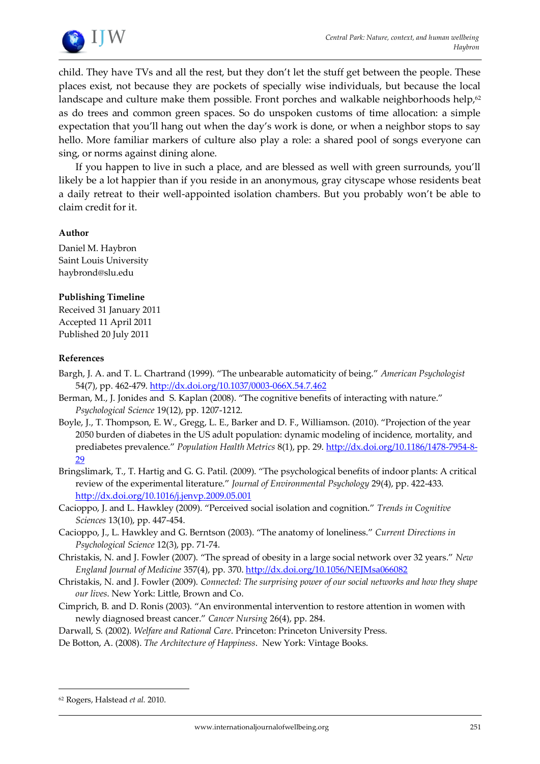child. They have TVs and all the rest, but they don't let the stuff get between the people. These places exist, not because they are pockets of specially wise individuals, but because the local landscape and culture make them possible. Front porches and walkable neighborhoods help,[62] as do trees and common green spaces. So do unspoken customs of time allocation: a simple expectation that you'll hang out when the day's work is done, or when a neighbor stops to say hello. More familiar markers of culture also play a role: a shared pool of songs everyone can sing, or norms against dining alone.

If you happen to live in such a place, and are blessed as well with green surrounds, you'll likely be a lot happier than if you reside in an anonymous, gray cityscape whose residents beat a daily retreat to their well-appointed isolation chambers. But you probably won't be able to claim credit for it.

**Author**

Daniel M. Haybron
Saint Louis University
haybrond@slu.edu

**Publishing Timeline**

Received 31 January 2011
Accepted 11 April 2011
Published 20 July 2011

**References**

Bargh, J. A. and T. L. Chartrand (1999). "The unbearable automaticity of being." *American Psychologist* 54(7), pp. 462-479. http://dx.doi.org/10.1037/0003-066X.54.7.462

Berman, M., J. Jonides and S. Kaplan (2008). "The cognitive benefits of interacting with nature." *Psychological Science* 19(12), pp. 1207-1212.

Boyle, J., T. Thompson, E. W., Gregg, L. E., Barker and D. F., Williamson. (2010). "Projection of the year 2050 burden of diabetes in the US adult population: dynamic modeling of incidence, mortality, and prediabetes prevalence." *Population Health Metrics* 8(1), pp. 29. http://dx.doi.org/10.1186/1478-7954-8-29

Bringslimark, T., T. Hartig and G. G. Patil. (2009). "The psychological benefits of indoor plants: A critical review of the experimental literature." *Journal of Environmental Psychology* 29(4), pp. 422-433. http://dx.doi.org/10.1016/j.jenvp.2009.05.001

Cacioppo, J. and L. Hawkley (2009). "Perceived social isolation and cognition." *Trends in Cognitive Sciences* 13(10), pp. 447-454.

Cacioppo, J., L. Hawkley and G. Berntson (2003). "The anatomy of loneliness." *Current Directions in Psychological Science* 12(3), pp. 71-74.

Christakis, N. and J. Fowler (2007). "The spread of obesity in a large social network over 32 years." *New England Journal of Medicine* 357(4), pp. 370. http://dx.doi.org/10.1056/NEJMsa066082

Christakis, N. and J. Fowler (2009). *Connected: The surprising power of our social networks and how they shape our lives*. New York: Little, Brown and Co.

Cimprich, B. and D. Ronis (2003). "An environmental intervention to restore attention in women with newly diagnosed breast cancer." *Cancer Nursing* 26(4), pp. 284.

Darwall, S. (2002). *Welfare and Rational Care*. Princeton: Princeton University Press.

De Botton, A. (2008). *The Architecture of Happiness*. New York: Vintage Books.

[62] Rogers, Halstead *et al.* 2010.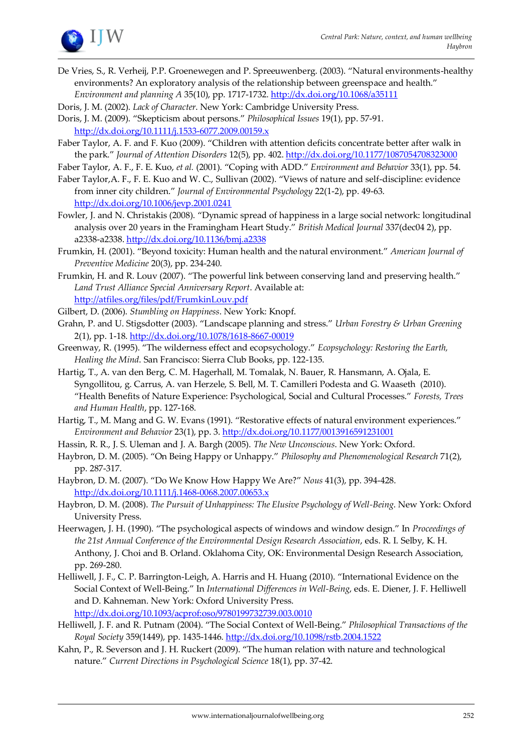De Vries, S., R. Verheij, P.P. Groenewegen and P. Spreeuwenberg. (2003). "Natural environments-healthy environments? An exploratory analysis of the relationship between greenspace and health." *Environment and planning A* 35(10), pp. 1717-1732. http://dx.doi.org/10.1068/a35111

Doris, J. M. (2002). *Lack of Character*. New York: Cambridge University Press.

Doris, J. M. (2009). "Skepticism about persons." *Philosophical Issues* 19(1), pp. 57-91. http://dx.doi.org/10.1111/j.1533-6077.2009.00159.x

Faber Taylor, A. F. and F. Kuo (2009). "Children with attention deficits concentrate better after walk in the park." *Journal of Attention Disorders* 12(5), pp. 402. http://dx.doi.org/10.1177/1087054708323000

Faber Taylor, A. F., F. E. Kuo, *et al.* (2001). "Coping with ADD." *Environment and Behavior* 33(1), pp. 54.

Faber Taylor,A. F., F. E. Kuo and W. C., Sullivan (2002). "Views of nature and self-discipline: evidence from inner city children." *Journal of Environmental Psychology* 22(1-2), pp. 49-63. http://dx.doi.org/10.1006/jevp.2001.0241

Fowler, J. and N. Christakis (2008). "Dynamic spread of happiness in a large social network: longitudinal analysis over 20 years in the Framingham Heart Study." *British Medical Journal* 337(dec04 2), pp. a2338-a2338. http://dx.doi.org/10.1136/bmj.a2338

Frumkin, H. (2001). "Beyond toxicity: Human health and the natural environment." *American Journal of Preventive Medicine* 20(3), pp. 234-240.

Frumkin, H. and R. Louv (2007). "The powerful link between conserving land and preserving health." *Land Trust Alliance Special Anniversary Report*. Available at: http://atfiles.org/files/pdf/FrumkinLouv.pdf

Gilbert, D. (2006). *Stumbling on Happiness*. New York: Knopf.

Grahn, P. and U. Stigsdotter (2003). "Landscape planning and stress." *Urban Forestry & Urban Greening* 2(1), pp. 1-18. http://dx.doi.org/10.1078/1618-8667-00019

Greenway, R. (1995). "The wilderness effect and ecopsychology." *Ecopsychology: Restoring the Earth, Healing the Mind.* San Francisco: Sierra Club Books, pp. 122-135.

Hartig, T., A. van den Berg, C. M. Hagerhall, M. Tomalak, N. Bauer, R. Hansmann, A. Ojala, E. Syngollitou, g. Carrus, A. van Herzele, S. Bell, M. T. Camilleri Podesta and G. Waaseth (2010). "Health Benefits of Nature Experience: Psychological, Social and Cultural Processes." *Forests, Trees and Human Health*, pp. 127-168.

Hartig, T., M. Mang and G. W. Evans (1991). "Restorative effects of natural environment experiences." *Environment and Behavior* 23(1), pp. 3. http://dx.doi.org/10.1177/0013916591231001

Hassin, R. R., J. S. Uleman and J. A. Bargh (2005). *The New Unconscious*. New York: Oxford.

Haybron, D. M. (2005). "On Being Happy or Unhappy." *Philosophy and Phenomenological Research* 71(2), pp. 287-317.

Haybron, D. M. (2007). "Do We Know How Happy We Are?" *Nous* 41(3), pp. 394-428. http://dx.doi.org/10.1111/j.1468-0068.2007.00653.x

Haybron, D. M. (2008). *The Pursuit of Unhappiness: The Elusive Psychology of Well-Being*. New York: Oxford University Press.

Heerwagen, J. H. (1990). "The psychological aspects of windows and window design." In *Proceedings of the 21st Annual Conference of the Environmental Design Research Association*, eds. R. I. Selby, K. H. Anthony, J. Choi and B. Orland. Oklahoma City, OK: Environmental Design Research Association, pp. 269-280.

Helliwell, J. F., C. P. Barrington-Leigh, A. Harris and H. Huang (2010). "International Evidence on the Social Context of Well-Being." In *International Differences in Well-Being*, eds. E. Diener, J. F. Helliwell and D. Kahneman. New York: Oxford University Press. http://dx.doi.org/10.1093/acprof:oso/9780199732739.003.0010

Helliwell, J. F. and R. Putnam (2004). "The Social Context of Well-Being." *Philosophical Transactions of the Royal Society* 359(1449), pp. 1435-1446. http://dx.doi.org/10.1098/rstb.2004.1522

Kahn, P., R. Severson and J. H. Ruckert (2009). "The human relation with nature and technological nature." *Current Directions in Psychological Science* 18(1), pp. 37-42.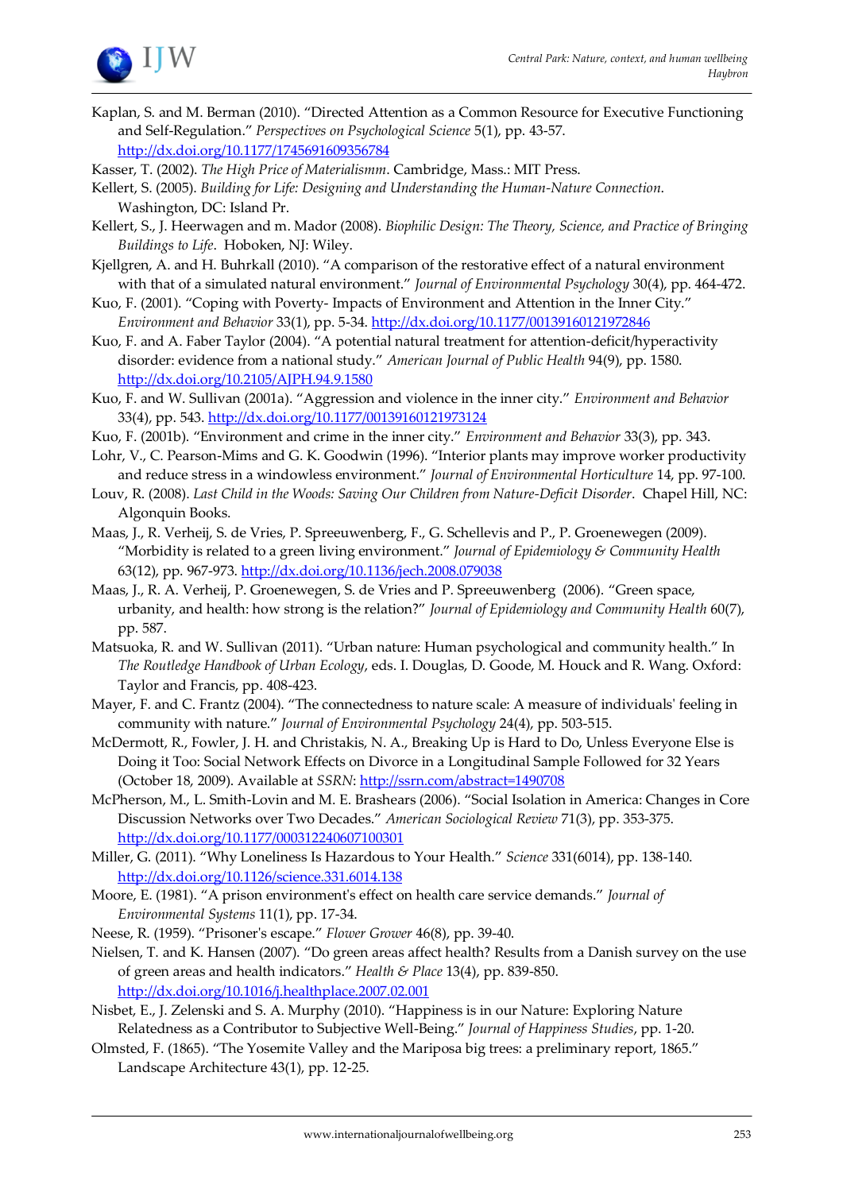Kaplan, S. and M. Berman (2010). "Directed Attention as a Common Resource for Executive Functioning and Self-Regulation." *Perspectives on Psychological Science* 5(1), pp. 43-57. http://dx.doi.org/10.1177/1745691609356784

Kasser, T. (2002). *The High Price of Materialismm*. Cambridge, Mass.: MIT Press.

Kellert, S. (2005). *Building for Life: Designing and Understanding the Human-Nature Connection*. Washington, DC: Island Pr.

Kellert, S., J. Heerwagen and m. Mador (2008). *Biophilic Design: The Theory, Science, and Practice of Bringing Buildings to Life*. Hoboken, NJ: Wiley.

Kjellgren, A. and H. Buhrkall (2010). "A comparison of the restorative effect of a natural environment with that of a simulated natural environment." *Journal of Environmental Psychology* 30(4), pp. 464-472.

Kuo, F. (2001). "Coping with Poverty- Impacts of Environment and Attention in the Inner City." *Environment and Behavior* 33(1), pp. 5-34. http://dx.doi.org/10.1177/00139160121972846

Kuo, F. and A. Faber Taylor (2004). "A potential natural treatment for attention-deficit/hyperactivity disorder: evidence from a national study." *American Journal of Public Health* 94(9), pp. 1580. http://dx.doi.org/10.2105/AJPH.94.9.1580

Kuo, F. and W. Sullivan (2001a). "Aggression and violence in the inner city." *Environment and Behavior* 33(4), pp. 543. http://dx.doi.org/10.1177/00139160121973124

Kuo, F. (2001b). "Environment and crime in the inner city." *Environment and Behavior* 33(3), pp. 343.

Lohr, V., C. Pearson-Mims and G. K. Goodwin (1996). "Interior plants may improve worker productivity and reduce stress in a windowless environment." *Journal of Environmental Horticulture* 14, pp. 97-100.

Louv, R. (2008). *Last Child in the Woods: Saving Our Children from Nature-Deficit Disorder*. Chapel Hill, NC: Algonquin Books.

Maas, J., R. Verheij, S. de Vries, P. Spreeuwenberg, F., G. Schellevis and P., P. Groenewegen (2009). "Morbidity is related to a green living environment." *Journal of Epidemiology & Community Health* 63(12), pp. 967-973. http://dx.doi.org/10.1136/jech.2008.079038

Maas, J., R. A. Verheij, P. Groenewegen, S. de Vries and P. Spreeuwenberg (2006). "Green space, urbanity, and health: how strong is the relation?" *Journal of Epidemiology and Community Health* 60(7), pp. 587.

Matsuoka, R. and W. Sullivan (2011). "Urban nature: Human psychological and community health." In *The Routledge Handbook of Urban Ecology*, eds. I. Douglas, D. Goode, M. Houck and R. Wang. Oxford: Taylor and Francis, pp. 408-423.

Mayer, F. and C. Frantz (2004). "The connectedness to nature scale: A measure of individuals' feeling in community with nature." *Journal of Environmental Psychology* 24(4), pp. 503-515.

McDermott, R., Fowler, J. H. and Christakis, N. A., Breaking Up is Hard to Do, Unless Everyone Else is Doing it Too: Social Network Effects on Divorce in a Longitudinal Sample Followed for 32 Years (October 18, 2009). Available at *SSRN*: http://ssrn.com/abstract=1490708

McPherson, M., L. Smith-Lovin and M. E. Brashears (2006). "Social Isolation in America: Changes in Core Discussion Networks over Two Decades." *American Sociological Review* 71(3), pp. 353-375. http://dx.doi.org/10.1177/000312240607100301

Miller, G. (2011). "Why Loneliness Is Hazardous to Your Health." *Science* 331(6014), pp. 138-140. http://dx.doi.org/10.1126/science.331.6014.138

Moore, E. (1981). "A prison environment's effect on health care service demands." *Journal of Environmental Systems* 11(1), pp. 17-34.

Neese, R. (1959). "Prisoner's escape." *Flower Grower* 46(8), pp. 39-40.

Nielsen, T. and K. Hansen (2007). "Do green areas affect health? Results from a Danish survey on the use of green areas and health indicators." *Health & Place* 13(4), pp. 839-850. http://dx.doi.org/10.1016/j.healthplace.2007.02.001

Nisbet, E., J. Zelenski and S. A. Murphy (2010). "Happiness is in our Nature: Exploring Nature Relatedness as a Contributor to Subjective Well-Being." *Journal of Happiness Studies*, pp. 1-20.

Olmsted, F. (1865). "The Yosemite Valley and the Mariposa big trees: a preliminary report, 1865." Landscape Architecture 43(1), pp. 12-25.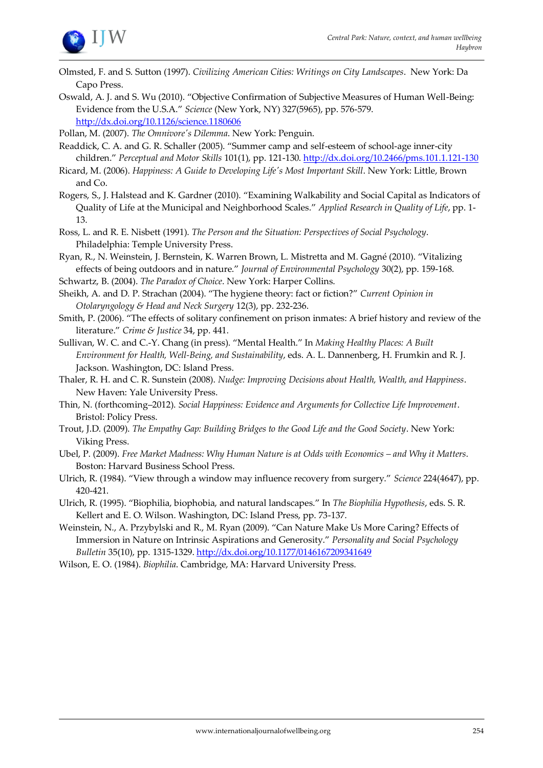Olmsted, F. and S. Sutton (1997). *Civilizing American Cities: Writings on City Landscapes*. New York: Da Capo Press.

Oswald, A. J. and S. Wu (2010). "Objective Confirmation of Subjective Measures of Human Well-Being: Evidence from the U.S.A." *Science* (New York, NY) 327(5965), pp. 576-579. http://dx.doi.org/10.1126/science.1180606

Pollan, M. (2007). *The Omnivore's Dilemma*. New York: Penguin.

Readdick, C. A. and G. R. Schaller (2005). "Summer camp and self-esteem of school-age inner-city children." *Perceptual and Motor Skills* 101(1), pp. 121-130. http://dx.doi.org/10.2466/pms.101.1.121-130

Ricard, M. (2006). *Happiness: A Guide to Developing Life's Most Important Skill*. New York: Little, Brown and Co.

Rogers, S., J. Halstead and K. Gardner (2010). "Examining Walkability and Social Capital as Indicators of Quality of Life at the Municipal and Neighborhood Scales." *Applied Research in Quality of Life*, pp. 1-13.

Ross, L. and R. E. Nisbett (1991). *The Person and the Situation: Perspectives of Social Psychology*. Philadelphia: Temple University Press.

Ryan, R., N. Weinstein, J. Bernstein, K. Warren Brown, L. Mistretta and M. Gagné (2010). "Vitalizing effects of being outdoors and in nature." *Journal of Environmental Psychology* 30(2), pp. 159-168.

Schwartz, B. (2004). *The Paradox of Choice*. New York: Harper Collins.

Sheikh, A. and D. P. Strachan (2004). "The hygiene theory: fact or fiction?" *Current Opinion in Otolaryngology & Head and Neck Surgery* 12(3), pp. 232-236.

Smith, P. (2006). "The effects of solitary confinement on prison inmates: A brief history and review of the literature." *Crime & Justice* 34, pp. 441.

Sullivan, W. C. and C.-Y. Chang (in press). "Mental Health." In *Making Healthy Places: A Built Environment for Health, Well-Being, and Sustainability*, eds. A. L. Dannenberg, H. Frumkin and R. J. Jackson. Washington, DC: Island Press.

Thaler, R. H. and C. R. Sunstein (2008). *Nudge: Improving Decisions about Health, Wealth, and Happiness*. New Haven: Yale University Press.

Thin, N. (forthcoming–2012). *Social Happiness: Evidence and Arguments for Collective Life Improvement*. Bristol: Policy Press.

Trout, J.D. (2009). *The Empathy Gap: Building Bridges to the Good Life and the Good Society*. New York: Viking Press.

Ubel, P. (2009). *Free Market Madness: Why Human Nature is at Odds with Economics – and Why it Matters*. Boston: Harvard Business School Press.

Ulrich, R. (1984). "View through a window may influence recovery from surgery." *Science* 224(4647), pp. 420-421.

Ulrich, R. (1995). "Biophilia, biophobia, and natural landscapes." In *The Biophilia Hypothesis*, eds. S. R. Kellert and E. O. Wilson. Washington, DC: Island Press, pp. 73-137.

Weinstein, N., A. Przybylski and R., M. Ryan (2009). "Can Nature Make Us More Caring? Effects of Immersion in Nature on Intrinsic Aspirations and Generosity." *Personality and Social Psychology Bulletin* 35(10), pp. 1315-1329. http://dx.doi.org/10.1177/0146167209341649

Wilson, E. O. (1984). *Biophilia*. Cambridge, MA: Harvard University Press.